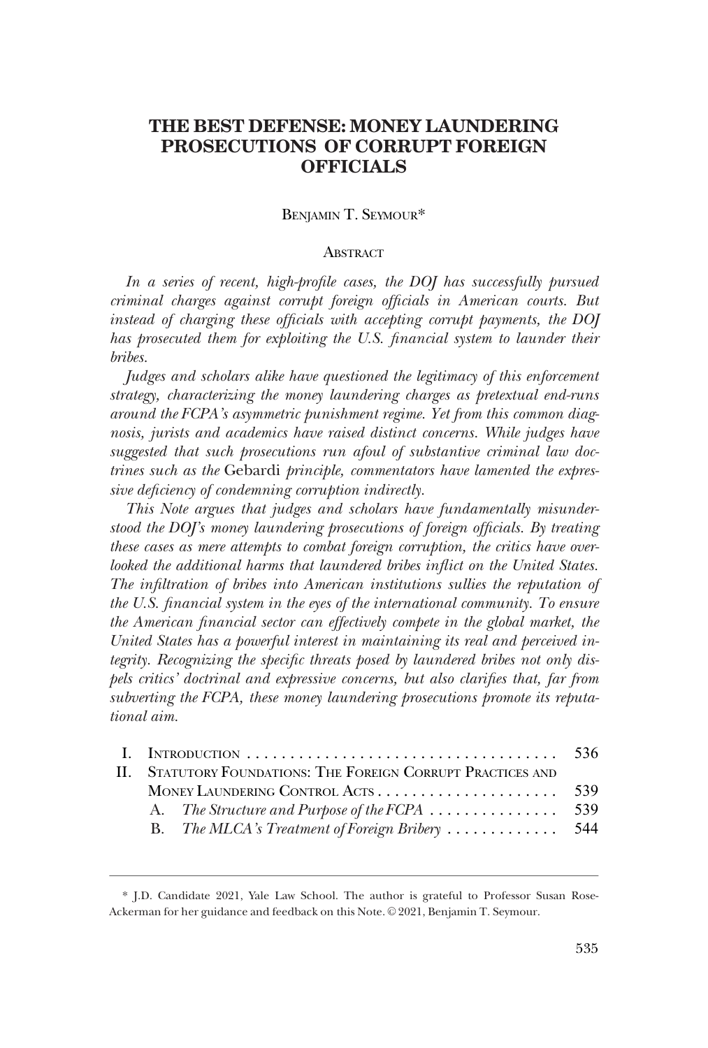# THE BEST DEFENSE: MONEY LAUNDERING PROSECUTIONS OF CORRUPT FOREIGN OFFICIALS

BENJAMIN T. SEYMOUR*

## ABSTRACT

*In a series of recent, high-profile cases, the DOJ has successfully pursued criminal charges against corrupt foreign officials in American courts. But instead of charging these officials with accepting corrupt payments, the DOJ has prosecuted them for exploiting the U.S. financial system to launder their bribes.*

*Judges and scholars alike have questioned the legitimacy of this enforcement strategy, characterizing the money laundering charges as pretextual end-runs around the FCPA's asymmetric punishment regime. Yet from this common diagnosis, jurists and academics have raised distinct concerns. While judges have suggested that such prosecutions run afoul of substantive criminal law doctrines such as the* Gebardi *principle, commentators have lamented the expressive deficiency of condemning corruption indirectly.*

*This Note argues that judges and scholars have fundamentally misunderstood the DOJ's money laundering prosecutions of foreign officials. By treating these cases as mere attempts to combat foreign corruption, the critics have overlooked the additional harms that laundered bribes inflict on the United States. The infiltration of bribes into American institutions sullies the reputation of the U.S. financial system in the eyes of the international community. To ensure the American financial sector can effectively compete in the global market, the United States has a powerful interest in maintaining its real and perceived integrity. Recognizing the specific threats posed by laundered bribes not only dispels critics' doctrinal and expressive concerns, but also clarifies that, far from subverting the FCPA, these money laundering prosecutions promote its reputational aim.*

| | | |
|---|---|---|
| I. | INTRODUCTION | 536 |
| II. | STATUTORY FOUNDATIONS: THE FOREIGN CORRUPT PRACTICES AND MONEY LAUNDERING CONTROL ACTS | 539 |
| | A. *The Structure and Purpose of the FCPA* | 539 |
| | B. *The MLCA's Treatment of Foreign Bribery* | 544 |

---

* J.D. Candidate 2021, Yale Law School. The author is grateful to Professor Susan Rose-Ackerman for her guidance and feedback on this Note. © 2021, Benjamin T. Seymour.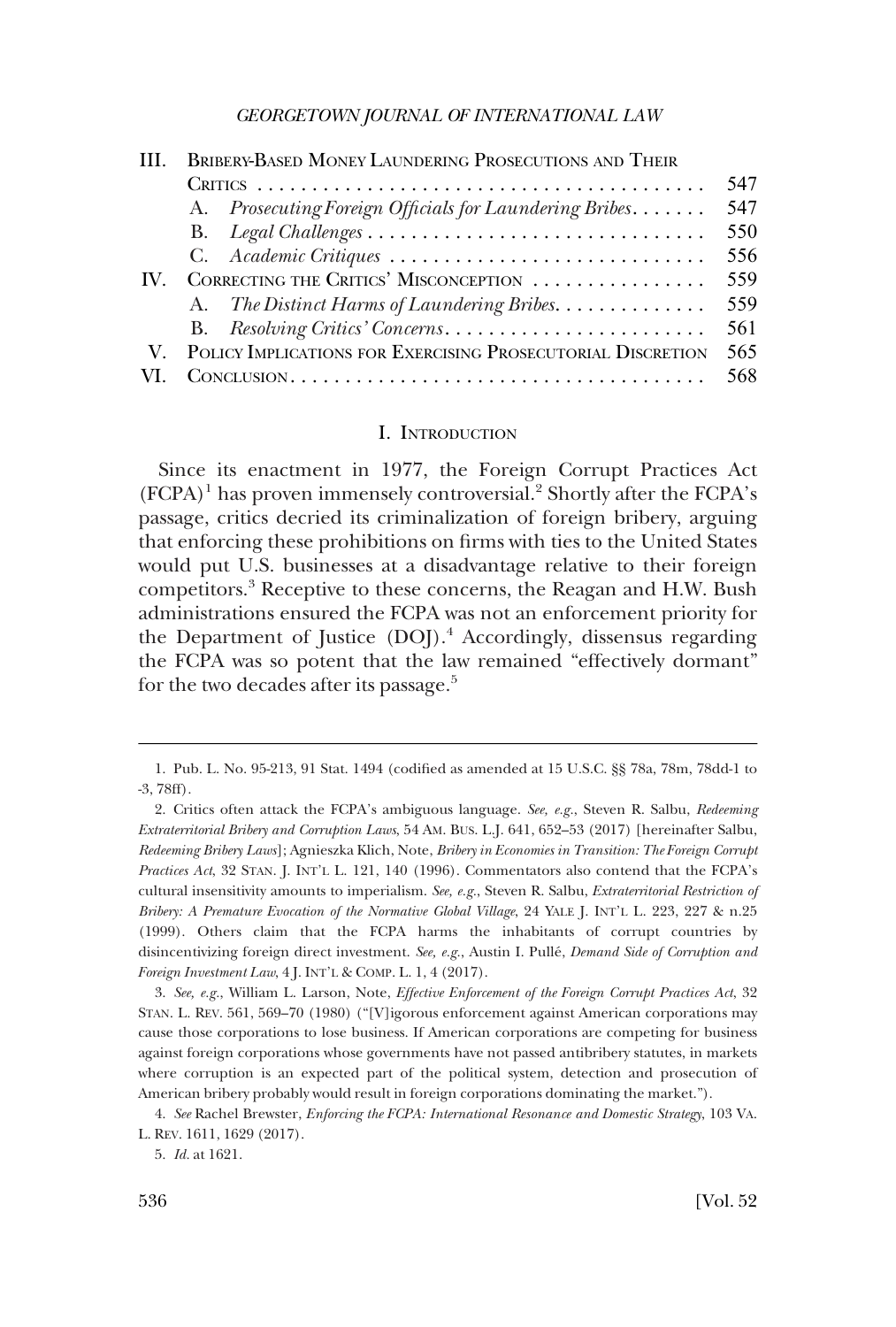| | | |
|---|---|---|
| III. | Bribery-Based Money Laundering Prosecutions and Their Critics | 547 |
| | A. *Prosecuting Foreign Officials for Laundering Bribes* | 547 |
| | B. *Legal Challenges* | 550 |
| | C. *Academic Critiques* | 556 |
| IV. | Correcting the Critics' Misconception | 559 |
| | A. *The Distinct Harms of Laundering Bribes* | 559 |
| | B. *Resolving Critics' Concerns* | 561 |
| V. | Policy Implications for Exercising Prosecutorial Discretion | 565 |
| VI. | Conclusion | 568 |

## I. Introduction

Since its enactment in 1977, the Foreign Corrupt Practices Act (FCPA)[1] has proven immensely controversial.[2] Shortly after the FCPA's passage, critics decried its criminalization of foreign bribery, arguing that enforcing these prohibitions on firms with ties to the United States would put U.S. businesses at a disadvantage relative to their foreign competitors.[3] Receptive to these concerns, the Reagan and H.W. Bush administrations ensured the FCPA was not an enforcement priority for the Department of Justice (DOJ).[4] Accordingly, dissensus regarding the FCPA was so potent that the law remained "effectively dormant" for the two decades after its passage.[5]

---

1. Pub. L. No. 95-213, 91 Stat. 1494 (codified as amended at 15 U.S.C. §§ 78a, 78m, 78dd-1 to -3, 78ff).

2. Critics often attack the FCPA's ambiguous language. *See, e.g.*, Steven R. Salbu, *Redeeming Extraterritorial Bribery and Corruption Laws*, 54 Am. Bus. L.J. 641, 652–53 (2017) [hereinafter Salbu, *Redeeming Bribery Laws*]; Agnieszka Klich, Note, *Bribery in Economies in Transition: The Foreign Corrupt Practices Act*, 32 Stan. J. Int'l L. 121, 140 (1996). Commentators also contend that the FCPA's cultural insensitivity amounts to imperialism. *See, e.g.*, Steven R. Salbu, *Extraterritorial Restriction of Bribery: A Premature Evocation of the Normative Global Village*, 24 Yale J. Int'l L. 223, 227 & n.25 (1999). Others claim that the FCPA harms the inhabitants of corrupt countries by disincentivizing foreign direct investment. *See, e.g.*, Austin I. Pullé, *Demand Side of Corruption and Foreign Investment Law*, 4 J. Int'l & Comp. L. 1, 4 (2017).

3. *See, e.g.*, William L. Larson, Note, *Effective Enforcement of the Foreign Corrupt Practices Act*, 32 Stan. L. Rev. 561, 569–70 (1980) ("[V]igorous enforcement against American corporations may cause those corporations to lose business. If American corporations are competing for business against foreign corporations whose governments have not passed antibribery statutes, in markets where corruption is an expected part of the political system, detection and prosecution of American bribery probably would result in foreign corporations dominating the market.").

4. *See* Rachel Brewster, *Enforcing the FCPA: International Resonance and Domestic Strategy*, 103 Va. L. Rev. 1611, 1629 (2017).

5. *Id.* at 1621.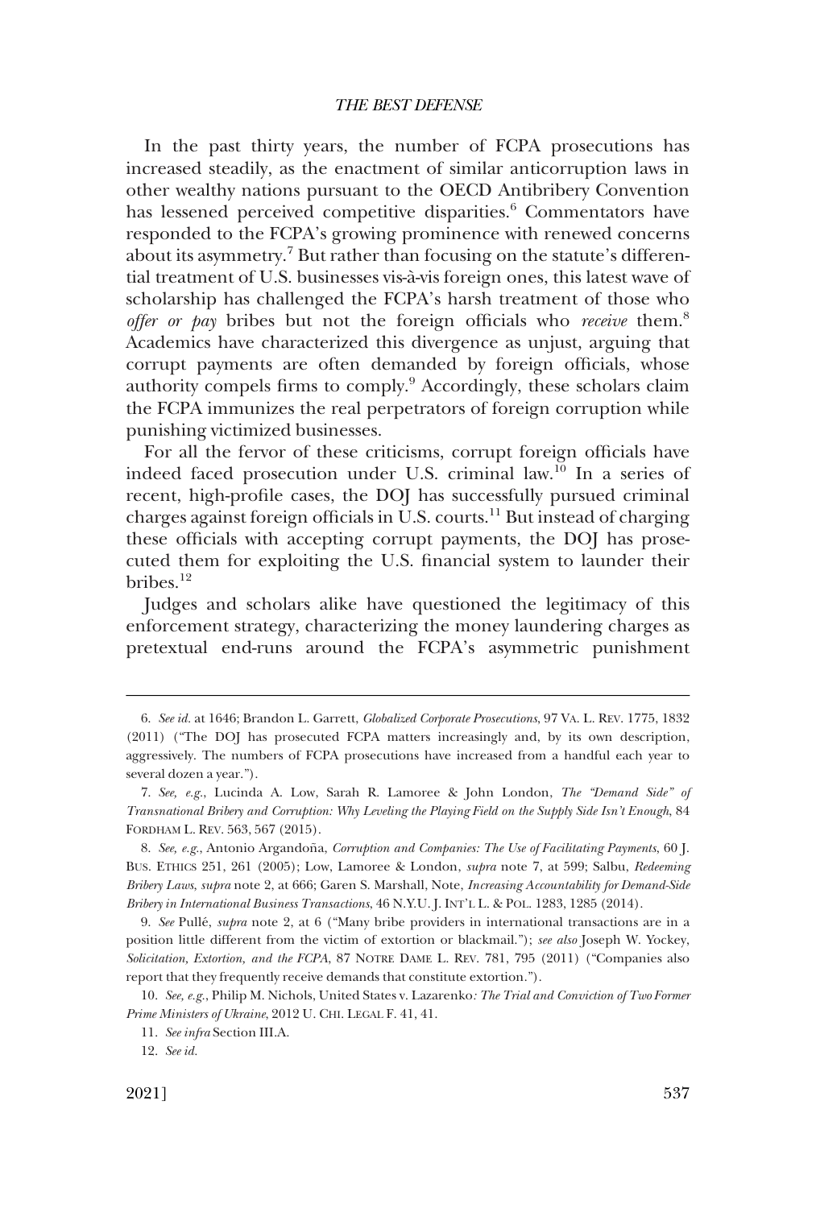In the past thirty years, the number of FCPA prosecutions has increased steadily, as the enactment of similar anticorruption laws in other wealthy nations pursuant to the OECD Antibribery Convention has lessened perceived competitive disparities.[6] Commentators have responded to the FCPA's growing prominence with renewed concerns about its asymmetry.[7] But rather than focusing on the statute's differential treatment of U.S. businesses vis-à-vis foreign ones, this latest wave of scholarship has challenged the FCPA's harsh treatment of those who *offer or pay* bribes but not the foreign officials who *receive* them.[8] Academics have characterized this divergence as unjust, arguing that corrupt payments are often demanded by foreign officials, whose authority compels firms to comply.[9] Accordingly, these scholars claim the FCPA immunizes the real perpetrators of foreign corruption while punishing victimized businesses.

For all the fervor of these criticisms, corrupt foreign officials have indeed faced prosecution under U.S. criminal law.[10] In a series of recent, high-profile cases, the DOJ has successfully pursued criminal charges against foreign officials in U.S. courts.[11] But instead of charging these officials with accepting corrupt payments, the DOJ has prosecuted them for exploiting the U.S. financial system to launder their bribes.[12]

Judges and scholars alike have questioned the legitimacy of this enforcement strategy, characterizing the money laundering charges as pretextual end-runs around the FCPA's asymmetric punishment

---

6. *See id.* at 1646; Brandon L. Garrett, *Globalized Corporate Prosecutions*, 97 VA. L. REV. 1775, 1832 (2011) ("The DOJ has prosecuted FCPA matters increasingly and, by its own description, aggressively. The numbers of FCPA prosecutions have increased from a handful each year to several dozen a year.").

7. *See, e.g.*, Lucinda A. Low, Sarah R. Lamoree & John London, *The "Demand Side" of Transnational Bribery and Corruption: Why Leveling the Playing Field on the Supply Side Isn't Enough*, 84 FORDHAM L. REV. 563, 567 (2015).

8. *See, e.g.*, Antonio Argandoña, *Corruption and Companies: The Use of Facilitating Payments*, 60 J. BUS. ETHICS 251, 261 (2005); Low, Lamoree & London, *supra* note 7, at 599; Salbu, *Redeeming Bribery Laws*, *supra* note 2, at 666; Garen S. Marshall, Note, *Increasing Accountability for Demand-Side Bribery in International Business Transactions*, 46 N.Y.U. J. INT'L L. & POL. 1283, 1285 (2014).

9. *See* Pullé, *supra* note 2, at 6 ("Many bribe providers in international transactions are in a position little different from the victim of extortion or blackmail."); *see also* Joseph W. Yockey, *Solicitation, Extortion, and the FCPA*, 87 NOTRE DAME L. REV. 781, 795 (2011) ("Companies also report that they frequently receive demands that constitute extortion.").

10. *See, e.g.*, Philip M. Nichols, United States v. Lazarenko*: The Trial and Conviction of Two Former Prime Ministers of Ukraine*, 2012 U. CHI. LEGAL F. 41, 41.

11. *See infra* Section III.A.

12. *See id.*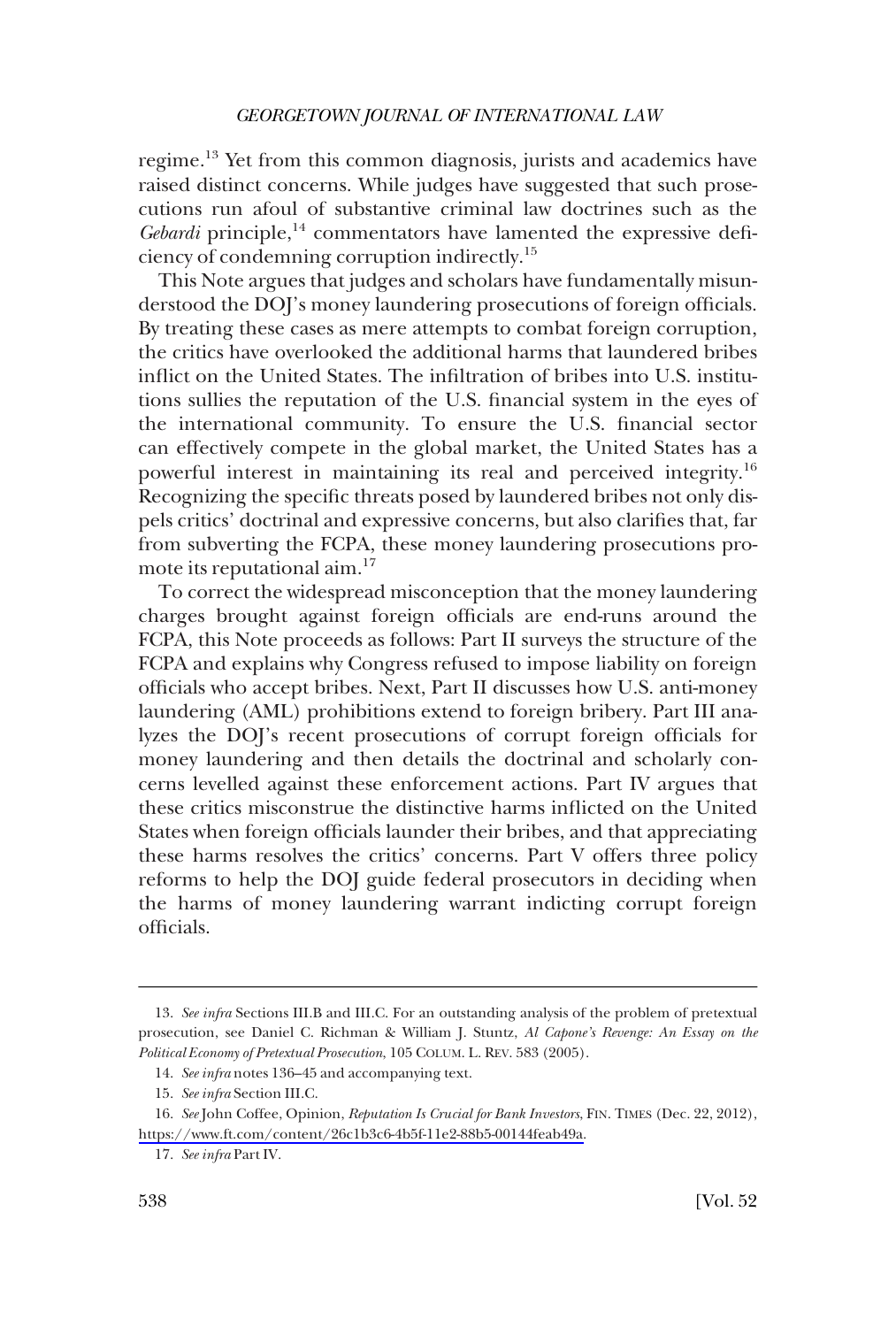regime.[13] Yet from this common diagnosis, jurists and academics have raised distinct concerns. While judges have suggested that such prosecutions run afoul of substantive criminal law doctrines such as the *Gebardi* principle,[14] commentators have lamented the expressive deficiency of condemning corruption indirectly.[15]

This Note argues that judges and scholars have fundamentally misunderstood the DOJ's money laundering prosecutions of foreign officials. By treating these cases as mere attempts to combat foreign corruption, the critics have overlooked the additional harms that laundered bribes inflict on the United States. The infiltration of bribes into U.S. institutions sullies the reputation of the U.S. financial system in the eyes of the international community. To ensure the U.S. financial sector can effectively compete in the global market, the United States has a powerful interest in maintaining its real and perceived integrity.[16] Recognizing the specific threats posed by laundered bribes not only dispels critics' doctrinal and expressive concerns, but also clarifies that, far from subverting the FCPA, these money laundering prosecutions promote its reputational aim.[17]

To correct the widespread misconception that the money laundering charges brought against foreign officials are end-runs around the FCPA, this Note proceeds as follows: Part II surveys the structure of the FCPA and explains why Congress refused to impose liability on foreign officials who accept bribes. Next, Part II discusses how U.S. anti-money laundering (AML) prohibitions extend to foreign bribery. Part III analyzes the DOJ's recent prosecutions of corrupt foreign officials for money laundering and then details the doctrinal and scholarly concerns levelled against these enforcement actions. Part IV argues that these critics misconstrue the distinctive harms inflicted on the United States when foreign officials launder their bribes, and that appreciating these harms resolves the critics' concerns. Part V offers three policy reforms to help the DOJ guide federal prosecutors in deciding when the harms of money laundering warrant indicting corrupt foreign officials.

---

13. *See infra* Sections III.B and III.C. For an outstanding analysis of the problem of pretextual prosecution, see Daniel C. Richman & William J. Stuntz, *Al Capone's Revenge: An Essay on the Political Economy of Pretextual Prosecution*, 105 COLUM. L. REV. 583 (2005).

14. *See infra* notes 136–45 and accompanying text.

15. *See infra* Section III.C.

16. *See* John Coffee, Opinion, *Reputation Is Crucial for Bank Investors*, FIN. TIMES (Dec. 22, 2012), https://www.ft.com/content/26c1b3c6-4b5f-11e2-88b5-00144feab49a.

17. *See infra* Part IV.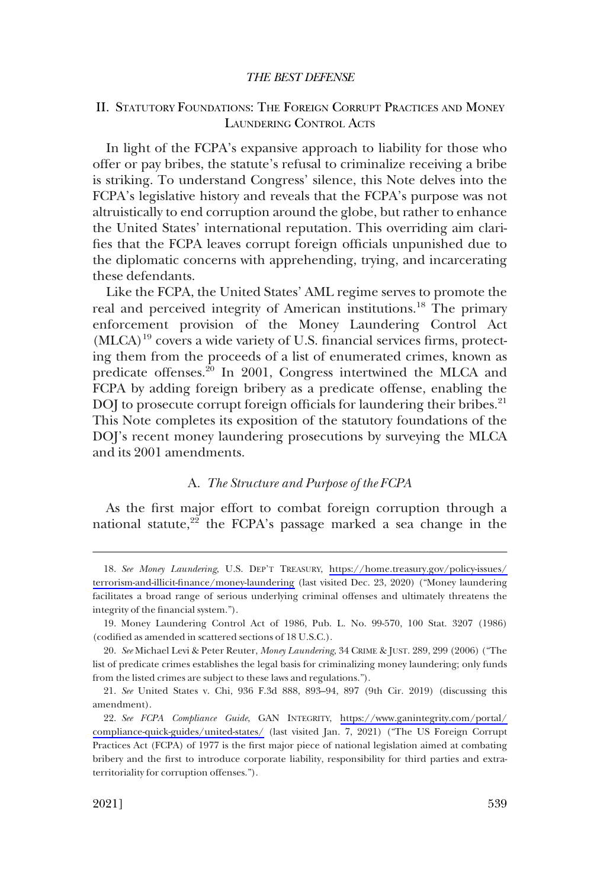## II. Statutory Foundations: The Foreign Corrupt Practices and Money Laundering Control Acts

In light of the FCPA's expansive approach to liability for those who offer or pay bribes, the statute's refusal to criminalize receiving a bribe is striking. To understand Congress' silence, this Note delves into the FCPA's legislative history and reveals that the FCPA's purpose was not altruistically to end corruption around the globe, but rather to enhance the United States' international reputation. This overriding aim clarifies that the FCPA leaves corrupt foreign officials unpunished due to the diplomatic concerns with apprehending, trying, and incarcerating these defendants.

Like the FCPA, the United States' AML regime serves to promote the real and perceived integrity of American institutions.[18] The primary enforcement provision of the Money Laundering Control Act (MLCA)[19] covers a wide variety of U.S. financial services firms, protecting them from the proceeds of a list of enumerated crimes, known as predicate offenses.[20] In 2001, Congress intertwined the MLCA and FCPA by adding foreign bribery as a predicate offense, enabling the DOJ to prosecute corrupt foreign officials for laundering their bribes.[21] This Note completes its exposition of the statutory foundations of the DOJ's recent money laundering prosecutions by surveying the MLCA and its 2001 amendments.

### A. *The Structure and Purpose of the FCPA*

As the first major effort to combat foreign corruption through a national statute,[22] the FCPA's passage marked a sea change in the

---

18. *See Money Laundering*, U.S. Dep't Treasury, https://home.treasury.gov/policy-issues/terrorism-and-illicit-finance/money-laundering (last visited Dec. 23, 2020) ("Money laundering facilitates a broad range of serious underlying criminal offenses and ultimately threatens the integrity of the financial system.").

19. Money Laundering Control Act of 1986, Pub. L. No. 99-570, 100 Stat. 3207 (1986) (codified as amended in scattered sections of 18 U.S.C.).

20. *See* Michael Levi & Peter Reuter, *Money Laundering*, 34 Crime & Just. 289, 299 (2006) ("The list of predicate crimes establishes the legal basis for criminalizing money laundering; only funds from the listed crimes are subject to these laws and regulations.").

21. *See* United States v. Chi, 936 F.3d 888, 893–94, 897 (9th Cir. 2019) (discussing this amendment).

22. *See FCPA Compliance Guide*, GAN Integrity, https://www.ganintegrity.com/portal/compliance-quick-guides/united-states/ (last visited Jan. 7, 2021) ("The US Foreign Corrupt Practices Act (FCPA) of 1977 is the first major piece of national legislation aimed at combating bribery and the first to introduce corporate liability, responsibility for third parties and extraterritoriality for corruption offenses.").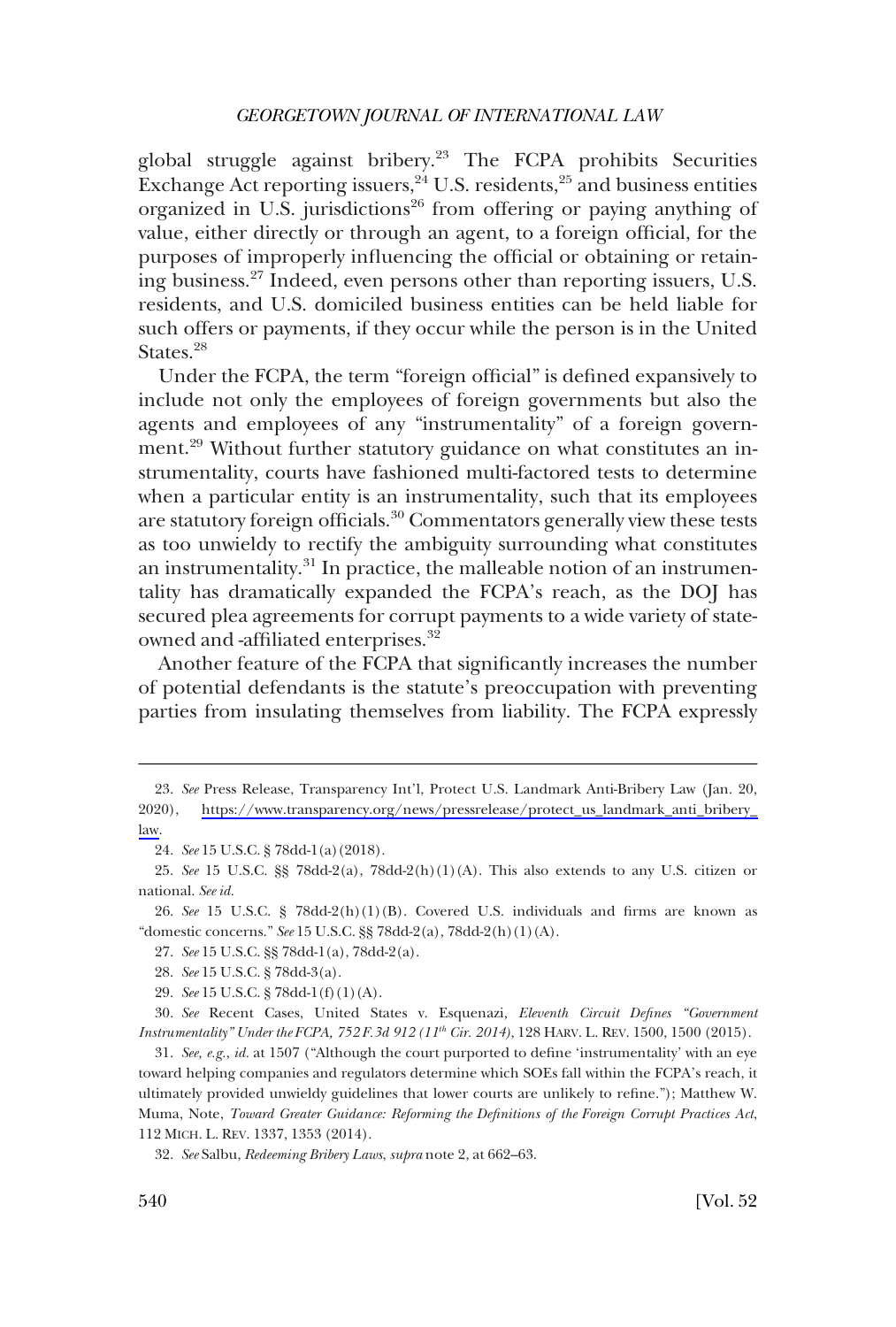global struggle against bribery.[23] The FCPA prohibits Securities Exchange Act reporting issuers,[24] U.S. residents,[25] and business entities organized in U.S. jurisdictions[26] from offering or paying anything of value, either directly or through an agent, to a foreign official, for the purposes of improperly influencing the official or obtaining or retaining business.[27] Indeed, even persons other than reporting issuers, U.S. residents, and U.S. domiciled business entities can be held liable for such offers or payments, if they occur while the person is in the United States.[28]

Under the FCPA, the term "foreign official" is defined expansively to include not only the employees of foreign governments but also the agents and employees of any "instrumentality" of a foreign government.[29] Without further statutory guidance on what constitutes an instrumentality, courts have fashioned multi-factored tests to determine when a particular entity is an instrumentality, such that its employees are statutory foreign officials.[30] Commentators generally view these tests as too unwieldy to rectify the ambiguity surrounding what constitutes an instrumentality.[31] In practice, the malleable notion of an instrumentality has dramatically expanded the FCPA's reach, as the DOJ has secured plea agreements for corrupt payments to a wide variety of state-owned and -affiliated enterprises.[32]

Another feature of the FCPA that significantly increases the number of potential defendants is the statute's preoccupation with preventing parties from insulating themselves from liability. The FCPA expressly

---

23. *See* Press Release, Transparency Int'l, Protect U.S. Landmark Anti-Bribery Law (Jan. 20, 2020), https://www.transparency.org/news/pressrelease/protect_us_landmark_anti_bribery_law.

24. *See* 15 U.S.C. § 78dd-1(a) (2018).

25. *See* 15 U.S.C. §§ 78dd-2(a), 78dd-2(h)(1)(A). This also extends to any U.S. citizen or national. *See id.*

26. *See* 15 U.S.C. § 78dd-2(h)(1)(B). Covered U.S. individuals and firms are known as "domestic concerns." *See* 15 U.S.C. §§ 78dd-2(a), 78dd-2(h)(1)(A).

27. *See* 15 U.S.C. §§ 78dd-1(a), 78dd-2(a).

28. *See* 15 U.S.C. § 78dd-3(a).

29. *See* 15 U.S.C. § 78dd-1(f)(1)(A).

30. *See* Recent Cases, United States v. Esquenazi*, Eleventh Circuit Defines "Government Instrumentality" Under the FCPA, 752 F.3d 912 (11th Cir. 2014)*, 128 HARV. L. REV. 1500, 1500 (2015).

31. *See, e.g.*, *id.* at 1507 ("Although the court purported to define 'instrumentality' with an eye toward helping companies and regulators determine which SOEs fall within the FCPA's reach, it ultimately provided unwieldy guidelines that lower courts are unlikely to refine."); Matthew W. Muma, Note, *Toward Greater Guidance: Reforming the Definitions of the Foreign Corrupt Practices Act*, 112 MICH. L. REV. 1337, 1353 (2014).

32. *See* Salbu, *Redeeming Bribery Laws*, *supra* note 2, at 662–63.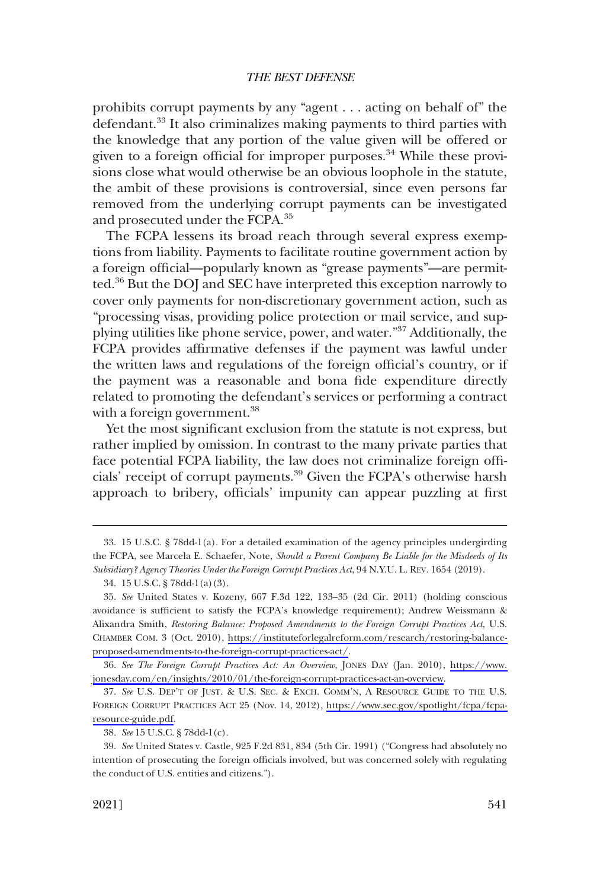prohibits corrupt payments by any "agent . . . acting on behalf of" the defendant.[33] It also criminalizes making payments to third parties with the knowledge that any portion of the value given will be offered or given to a foreign official for improper purposes.[34] While these provisions close what would otherwise be an obvious loophole in the statute, the ambit of these provisions is controversial, since even persons far removed from the underlying corrupt payments can be investigated and prosecuted under the FCPA.[35]

The FCPA lessens its broad reach through several express exemptions from liability. Payments to facilitate routine government action by a foreign official—popularly known as "grease payments"—are permitted.[36] But the DOJ and SEC have interpreted this exception narrowly to cover only payments for non-discretionary government action, such as "processing visas, providing police protection or mail service, and supplying utilities like phone service, power, and water."[37] Additionally, the FCPA provides affirmative defenses if the payment was lawful under the written laws and regulations of the foreign official's country, or if the payment was a reasonable and bona fide expenditure directly related to promoting the defendant's services or performing a contract with a foreign government.[38]

Yet the most significant exclusion from the statute is not express, but rather implied by omission. In contrast to the many private parties that face potential FCPA liability, the law does not criminalize foreign officials' receipt of corrupt payments.[39] Given the FCPA's otherwise harsh approach to bribery, officials' impunity can appear puzzling at first

---

33. 15 U.S.C. § 78dd-1(a). For a detailed examination of the agency principles undergirding the FCPA, see Marcela E. Schaefer, Note, *Should a Parent Company Be Liable for the Misdeeds of Its Subsidiary? Agency Theories Under the Foreign Corrupt Practices Act*, 94 N.Y.U. L. REV. 1654 (2019).

34. 15 U.S.C. § 78dd-1(a)(3).

35. *See* United States v. Kozeny, 667 F.3d 122, 133–35 (2d Cir. 2011) (holding conscious avoidance is sufficient to satisfy the FCPA's knowledge requirement); Andrew Weissmann & Alixandra Smith, *Restoring Balance: Proposed Amendments to the Foreign Corrupt Practices Act*, U.S. CHAMBER COM. 3 (Oct. 2010), https://instituteforlegalreform.com/research/restoring-balance-proposed-amendments-to-the-foreign-corrupt-practices-act/.

36. *See The Foreign Corrupt Practices Act: An Overview*, JONES DAY (Jan. 2010), https://www.jonesday.com/en/insights/2010/01/the-foreign-corrupt-practices-act-an-overview.

37. *See* U.S. DEP'T OF JUST. & U.S. SEC. & EXCH. COMM'N, A RESOURCE GUIDE TO THE U.S. FOREIGN CORRUPT PRACTICES ACT 25 (Nov. 14, 2012), https://www.sec.gov/spotlight/fcpa/fcpa-resource-guide.pdf.

38. *See* 15 U.S.C. § 78dd-1(c).

39. *See* United States v. Castle, 925 F.2d 831, 834 (5th Cir. 1991) ("Congress had absolutely no intention of prosecuting the foreign officials involved, but was concerned solely with regulating the conduct of U.S. entities and citizens.").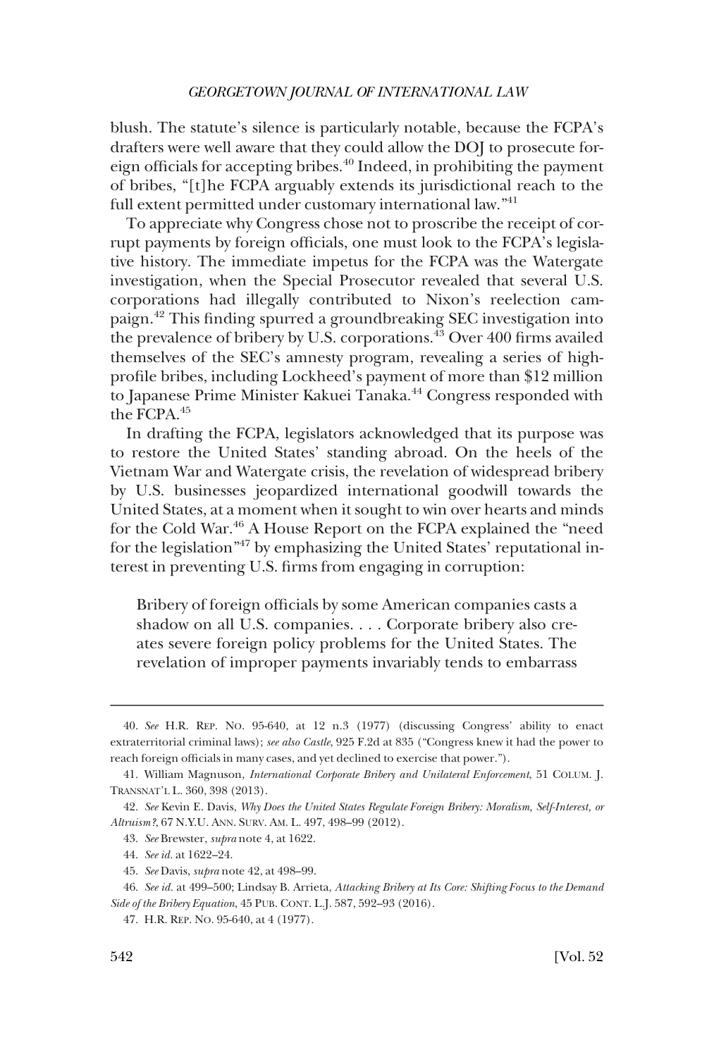blush. The statute's silence is particularly notable, because the FCPA's drafters were well aware that they could allow the DOJ to prosecute foreign officials for accepting bribes.[40] Indeed, in prohibiting the payment of bribes, "[t]he FCPA arguably extends its jurisdictional reach to the full extent permitted under customary international law."[41]

To appreciate why Congress chose not to proscribe the receipt of corrupt payments by foreign officials, one must look to the FCPA's legislative history. The immediate impetus for the FCPA was the Watergate investigation, when the Special Prosecutor revealed that several U.S. corporations had illegally contributed to Nixon's reelection campaign.[42] This finding spurred a groundbreaking SEC investigation into the prevalence of bribery by U.S. corporations.[43] Over 400 firms availed themselves of the SEC's amnesty program, revealing a series of high-profile bribes, including Lockheed's payment of more than $12 million to Japanese Prime Minister Kakuei Tanaka.[44] Congress responded with the FCPA.[45]

In drafting the FCPA, legislators acknowledged that its purpose was to restore the United States' standing abroad. On the heels of the Vietnam War and Watergate crisis, the revelation of widespread bribery by U.S. businesses jeopardized international goodwill towards the United States, at a moment when it sought to win over hearts and minds for the Cold War.[46] A House Report on the FCPA explained the "need for the legislation"[47] by emphasizing the United States' reputational interest in preventing U.S. firms from engaging in corruption:

> Bribery of foreign officials by some American companies casts a shadow on all U.S. companies. . . . Corporate bribery also creates severe foreign policy problems for the United States. The revelation of improper payments invariably tends to embarrass

---

40. *See* H.R. REP. NO. 95-640, at 12 n.3 (1977) (discussing Congress' ability to enact extraterritorial criminal laws); *see also Castle*, 925 F.2d at 835 ("Congress knew it had the power to reach foreign officials in many cases, and yet declined to exercise that power.").

41. William Magnuson, *International Corporate Bribery and Unilateral Enforcement*, 51 COLUM. J. TRANSNAT'L L. 360, 398 (2013).

42. *See* Kevin E. Davis, *Why Does the United States Regulate Foreign Bribery: Moralism, Self-Interest, or Altruism?*, 67 N.Y.U. ANN. SURV. AM. L. 497, 498–99 (2012).

43. *See* Brewster, *supra* note 4, at 1622.

44. *See id.* at 1622–24.

45. *See* Davis, *supra* note 42, at 498–99.

46. *See id.* at 499–500; Lindsay B. Arrieta, *Attacking Bribery at Its Core: Shifting Focus to the Demand Side of the Bribery Equation*, 45 PUB. CONT. L.J. 587, 592–93 (2016).

47. H.R. REP. NO. 95-640, at 4 (1977).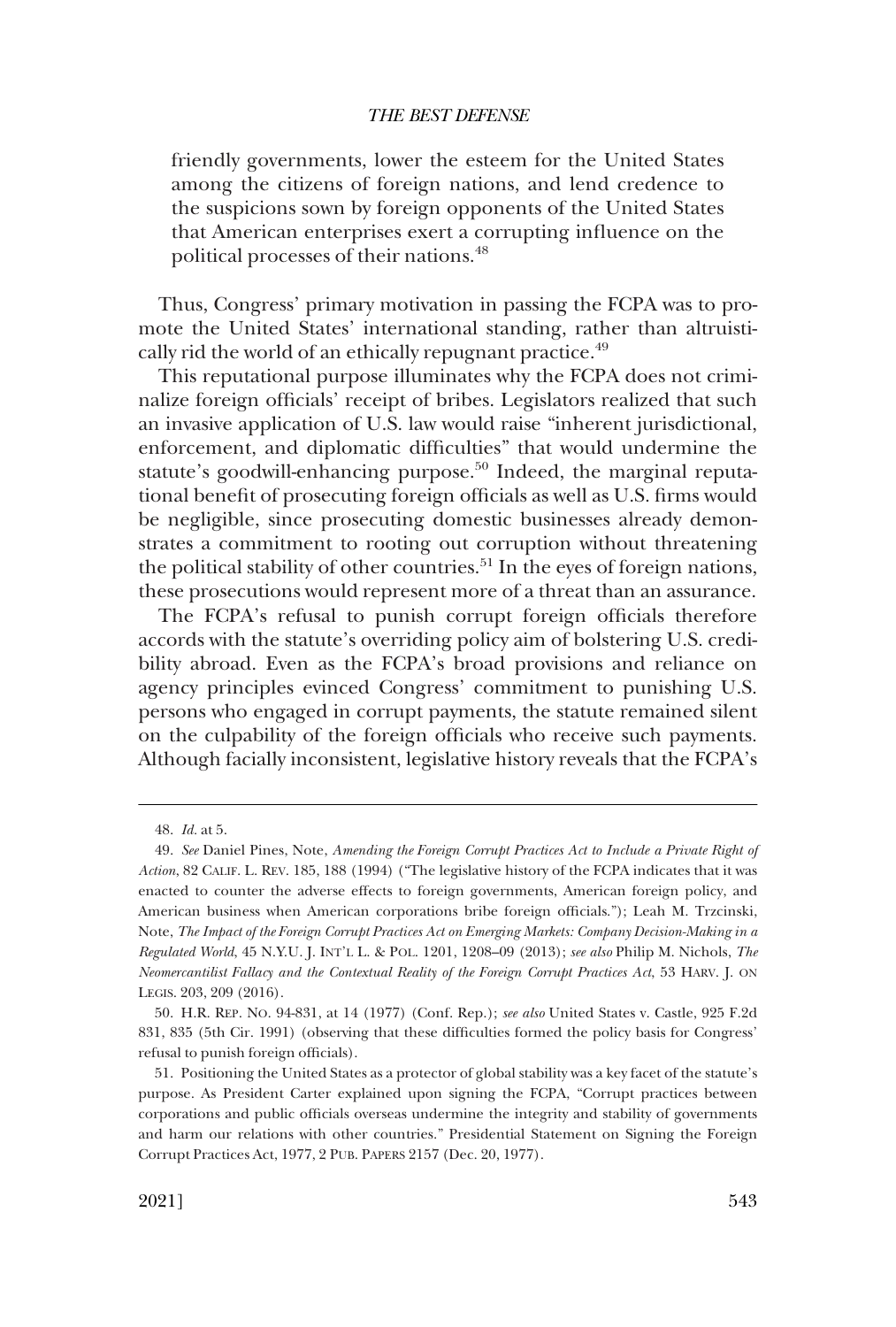friendly governments, lower the esteem for the United States among the citizens of foreign nations, and lend credence to the suspicions sown by foreign opponents of the United States that American enterprises exert a corrupting influence on the political processes of their nations.[48]

Thus, Congress' primary motivation in passing the FCPA was to promote the United States' international standing, rather than altruistically rid the world of an ethically repugnant practice.[49]

This reputational purpose illuminates why the FCPA does not criminalize foreign officials' receipt of bribes. Legislators realized that such an invasive application of U.S. law would raise "inherent jurisdictional, enforcement, and diplomatic difficulties" that would undermine the statute's goodwill-enhancing purpose.[50] Indeed, the marginal reputational benefit of prosecuting foreign officials as well as U.S. firms would be negligible, since prosecuting domestic businesses already demonstrates a commitment to rooting out corruption without threatening the political stability of other countries.[51] In the eyes of foreign nations, these prosecutions would represent more of a threat than an assurance.

The FCPA's refusal to punish corrupt foreign officials therefore accords with the statute's overriding policy aim of bolstering U.S. credibility abroad. Even as the FCPA's broad provisions and reliance on agency principles evinced Congress' commitment to punishing U.S. persons who engaged in corrupt payments, the statute remained silent on the culpability of the foreign officials who receive such payments. Although facially inconsistent, legislative history reveals that the FCPA's

---

48. *Id.* at 5.

49. *See* Daniel Pines, Note, *Amending the Foreign Corrupt Practices Act to Include a Private Right of Action*, 82 CALIF. L. REV. 185, 188 (1994) ("The legislative history of the FCPA indicates that it was enacted to counter the adverse effects to foreign governments, American foreign policy, and American business when American corporations bribe foreign officials."); Leah M. Trzcinski, Note, *The Impact of the Foreign Corrupt Practices Act on Emerging Markets: Company Decision-Making in a Regulated World*, 45 N.Y.U. J. INT'L L. & POL. 1201, 1208–09 (2013); *see also* Philip M. Nichols, *The Neomercantilist Fallacy and the Contextual Reality of the Foreign Corrupt Practices Act*, 53 HARV. J. ON LEGIS. 203, 209 (2016).

50. H.R. REP. NO. 94-831, at 14 (1977) (Conf. Rep.); *see also* United States v. Castle, 925 F.2d 831, 835 (5th Cir. 1991) (observing that these difficulties formed the policy basis for Congress' refusal to punish foreign officials).

51. Positioning the United States as a protector of global stability was a key facet of the statute's purpose. As President Carter explained upon signing the FCPA, "Corrupt practices between corporations and public officials overseas undermine the integrity and stability of governments and harm our relations with other countries." Presidential Statement on Signing the Foreign Corrupt Practices Act, 1977, 2 PUB. PAPERS 2157 (Dec. 20, 1977).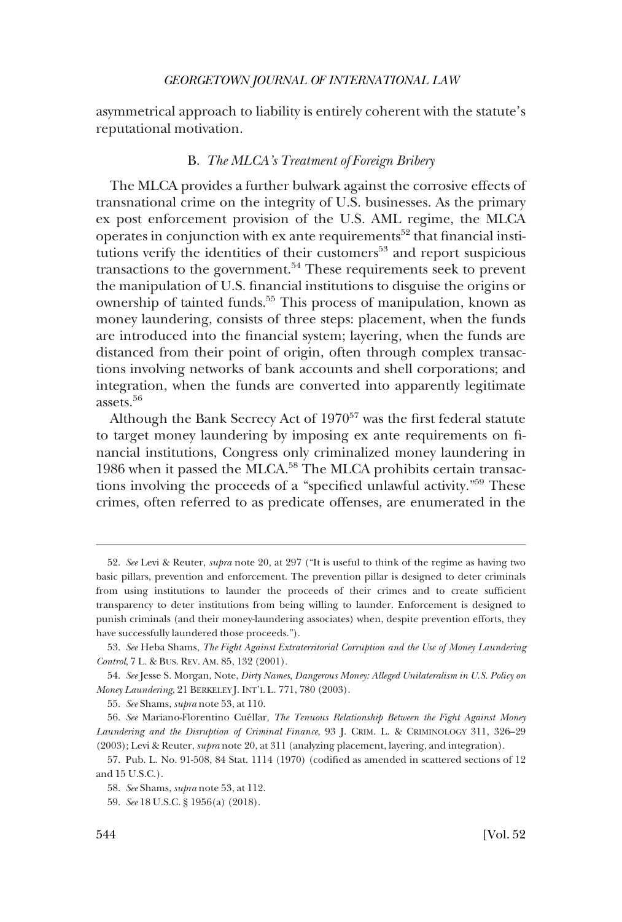asymmetrical approach to liability is entirely coherent with the statute's reputational motivation.

### B. *The MLCA's Treatment of Foreign Bribery*

The MLCA provides a further bulwark against the corrosive effects of transnational crime on the integrity of U.S. businesses. As the primary ex post enforcement provision of the U.S. AML regime, the MLCA operates in conjunction with ex ante requirements[52] that financial institutions verify the identities of their customers[53] and report suspicious transactions to the government.[54] These requirements seek to prevent the manipulation of U.S. financial institutions to disguise the origins or ownership of tainted funds.[55] This process of manipulation, known as money laundering, consists of three steps: placement, when the funds are introduced into the financial system; layering, when the funds are distanced from their point of origin, often through complex transactions involving networks of bank accounts and shell corporations; and integration, when the funds are converted into apparently legitimate assets.[56]

Although the Bank Secrecy Act of 1970[57] was the first federal statute to target money laundering by imposing ex ante requirements on financial institutions, Congress only criminalized money laundering in 1986 when it passed the MLCA.[58] The MLCA prohibits certain transactions involving the proceeds of a "specified unlawful activity."[59] These crimes, often referred to as predicate offenses, are enumerated in the

---

52. *See* Levi & Reuter, *supra* note 20, at 297 ("It is useful to think of the regime as having two basic pillars, prevention and enforcement. The prevention pillar is designed to deter criminals from using institutions to launder the proceeds of their crimes and to create sufficient transparency to deter institutions from being willing to launder. Enforcement is designed to punish criminals (and their money-laundering associates) when, despite prevention efforts, they have successfully laundered those proceeds.").

53. *See* Heba Shams, *The Fight Against Extraterritorial Corruption and the Use of Money Laundering Control*, 7 L. & BUS. REV. AM. 85, 132 (2001).

54. *See* Jesse S. Morgan, Note, *Dirty Names, Dangerous Money: Alleged Unilateralism in U.S. Policy on Money Laundering*, 21 BERKELEY J. INT'L L. 771, 780 (2003).

55. *See* Shams, *supra* note 53, at 110.

56. *See* Mariano-Florentino Cuéllar, *The Tenuous Relationship Between the Fight Against Money Laundering and the Disruption of Criminal Finance*, 93 J. CRIM. L. & CRIMINOLOGY 311, 326–29 (2003); Levi & Reuter, *supra* note 20, at 311 (analyzing placement, layering, and integration).

57. Pub. L. No. 91-508, 84 Stat. 1114 (1970) (codified as amended in scattered sections of 12 and 15 U.S.C.).

58. *See* Shams, *supra* note 53, at 112.

59. *See* 18 U.S.C. § 1956(a) (2018).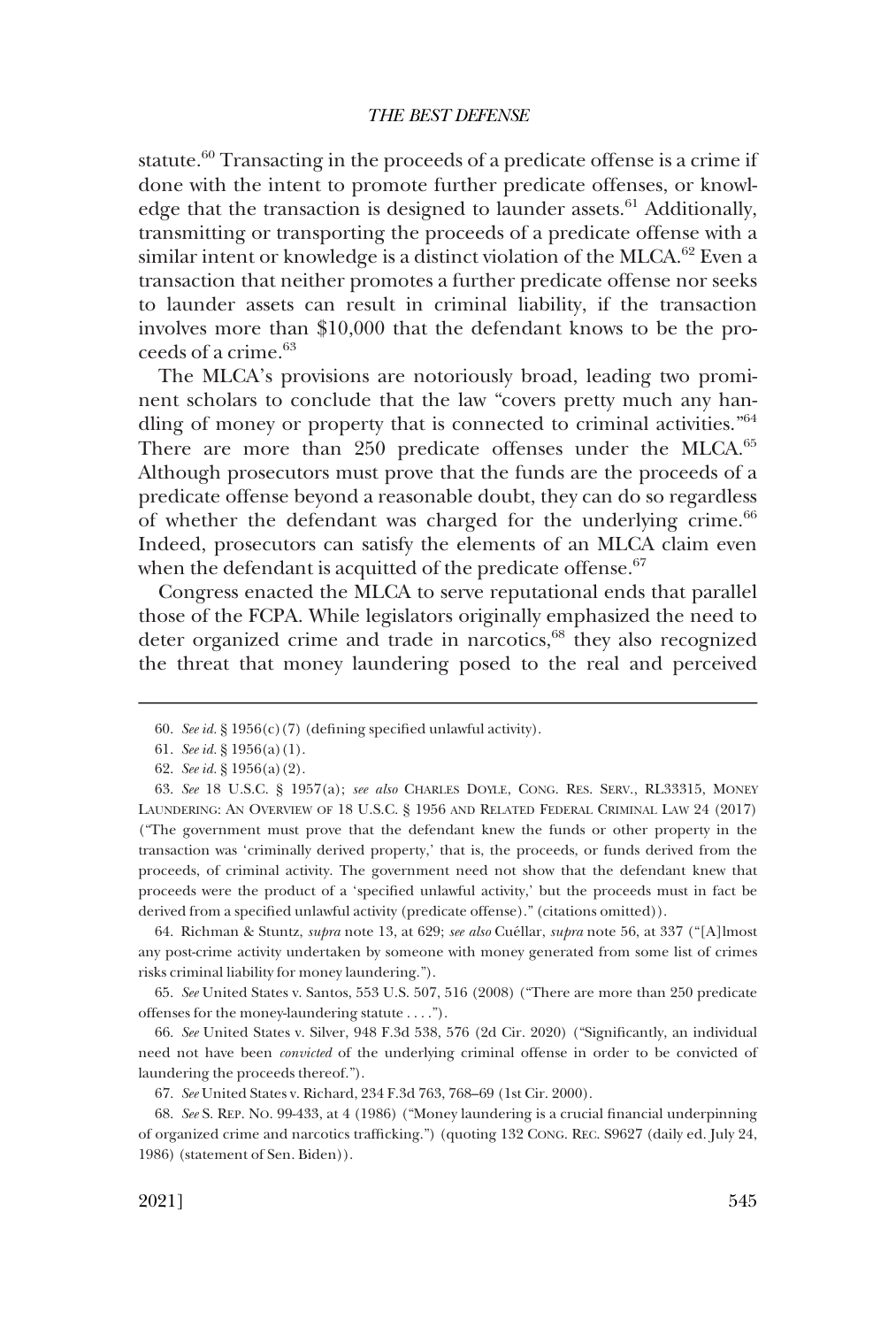statute.[60] Transacting in the proceeds of a predicate offense is a crime if done with the intent to promote further predicate offenses, or knowledge that the transaction is designed to launder assets.[61] Additionally, transmitting or transporting the proceeds of a predicate offense with a similar intent or knowledge is a distinct violation of the MLCA.[62] Even a transaction that neither promotes a further predicate offense nor seeks to launder assets can result in criminal liability, if the transaction involves more than $10,000 that the defendant knows to be the proceeds of a crime.[63]

The MLCA's provisions are notoriously broad, leading two prominent scholars to conclude that the law "covers pretty much any handling of money or property that is connected to criminal activities."[64] There are more than 250 predicate offenses under the MLCA.[65] Although prosecutors must prove that the funds are the proceeds of a predicate offense beyond a reasonable doubt, they can do so regardless of whether the defendant was charged for the underlying crime.[66] Indeed, prosecutors can satisfy the elements of an MLCA claim even when the defendant is acquitted of the predicate offense.[67]

Congress enacted the MLCA to serve reputational ends that parallel those of the FCPA. While legislators originally emphasized the need to deter organized crime and trade in narcotics,[68] they also recognized the threat that money laundering posed to the real and perceived

---

60. *See id.* § 1956(c)(7) (defining specified unlawful activity).

61. *See id.* § 1956(a)(1).

62. *See id.* § 1956(a)(2).

63. *See* 18 U.S.C. § 1957(a); *see also* CHARLES DOYLE, CONG. RES. SERV., RL33315, MONEY LAUNDERING: AN OVERVIEW OF 18 U.S.C. § 1956 AND RELATED FEDERAL CRIMINAL LAW 24 (2017) ("The government must prove that the defendant knew the funds or other property in the transaction was 'criminally derived property,' that is, the proceeds, or funds derived from the proceeds, of criminal activity. The government need not show that the defendant knew that proceeds were the product of a 'specified unlawful activity,' but the proceeds must in fact be derived from a specified unlawful activity (predicate offense)." (citations omitted)).

64. Richman & Stuntz, *supra* note 13, at 629; *see also* Cuéllar, *supra* note 56, at 337 ("[A]lmost any post-crime activity undertaken by someone with money generated from some list of crimes risks criminal liability for money laundering.").

65. *See* United States v. Santos, 553 U.S. 507, 516 (2008) ("There are more than 250 predicate offenses for the money-laundering statute . . . .").

66. *See* United States v. Silver, 948 F.3d 538, 576 (2d Cir. 2020) ("Significantly, an individual need not have been *convicted* of the underlying criminal offense in order to be convicted of laundering the proceeds thereof.").

67. *See* United States v. Richard, 234 F.3d 763, 768–69 (1st Cir. 2000).

68. *See* S. REP. NO. 99-433, at 4 (1986) ("Money laundering is a crucial financial underpinning of organized crime and narcotics trafficking.") (quoting 132 CONG. REC. S9627 (daily ed. July 24, 1986) (statement of Sen. Biden)).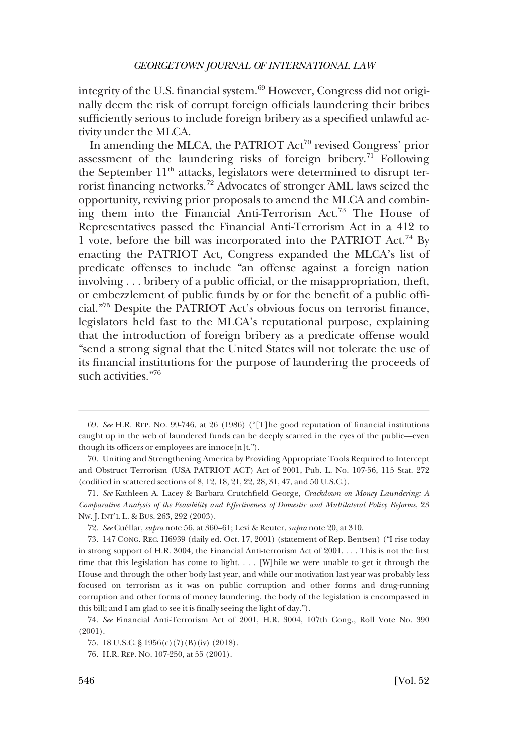integrity of the U.S. financial system.[69] However, Congress did not originally deem the risk of corrupt foreign officials laundering their bribes sufficiently serious to include foreign bribery as a specified unlawful activity under the MLCA.

In amending the MLCA, the PATRIOT Act[70] revised Congress' prior assessment of the laundering risks of foreign bribery.[71] Following the September 11th attacks, legislators were determined to disrupt terrorist financing networks.[72] Advocates of stronger AML laws seized the opportunity, reviving prior proposals to amend the MLCA and combining them into the Financial Anti-Terrorism Act.[73] The House of Representatives passed the Financial Anti-Terrorism Act in a 412 to 1 vote, before the bill was incorporated into the PATRIOT Act.[74] By enacting the PATRIOT Act, Congress expanded the MLCA's list of predicate offenses to include "an offense against a foreign nation involving . . . bribery of a public official, or the misappropriation, theft, or embezzlement of public funds by or for the benefit of a public official."[75] Despite the PATRIOT Act's obvious focus on terrorist finance, legislators held fast to the MLCA's reputational purpose, explaining that the introduction of foreign bribery as a predicate offense would "send a strong signal that the United States will not tolerate the use of its financial institutions for the purpose of laundering the proceeds of such activities."[76]

---

69. *See* H.R. REP. NO. 99-746, at 26 (1986) ("[T]he good reputation of financial institutions caught up in the web of laundered funds can be deeply scarred in the eyes of the public—even though its officers or employees are innoce[n]t.").

70. Uniting and Strengthening America by Providing Appropriate Tools Required to Intercept and Obstruct Terrorism (USA PATRIOT ACT) Act of 2001, Pub. L. No. 107-56, 115 Stat. 272 (codified in scattered sections of 8, 12, 18, 21, 22, 28, 31, 47, and 50 U.S.C.).

71. *See* Kathleen A. Lacey & Barbara Crutchfield George, *Crackdown on Money Laundering: A Comparative Analysis of the Feasibility and Effectiveness of Domestic and Multilateral Policy Reforms*, 23 NW. J. INT'L L. & BUS. 263, 292 (2003).

72. *See* Cuéllar, *supra* note 56, at 360–61; Levi & Reuter, *supra* note 20, at 310.

73. 147 CONG. REC. H6939 (daily ed. Oct. 17, 2001) (statement of Rep. Bentsen) ("I rise today in strong support of H.R. 3004, the Financial Anti-terrorism Act of 2001. . . . This is not the first time that this legislation has come to light. . . . [W]hile we were unable to get it through the House and through the other body last year, and while our motivation last year was probably less focused on terrorism as it was on public corruption and other forms and drug-running corruption and other forms of money laundering, the body of the legislation is encompassed in this bill; and I am glad to see it is finally seeing the light of day.").

74. *See* Financial Anti-Terrorism Act of 2001, H.R. 3004, 107th Cong., Roll Vote No. 390 (2001).

75. 18 U.S.C. § 1956(c)(7)(B)(iv) (2018).

76. H.R. REP. NO. 107-250, at 55 (2001).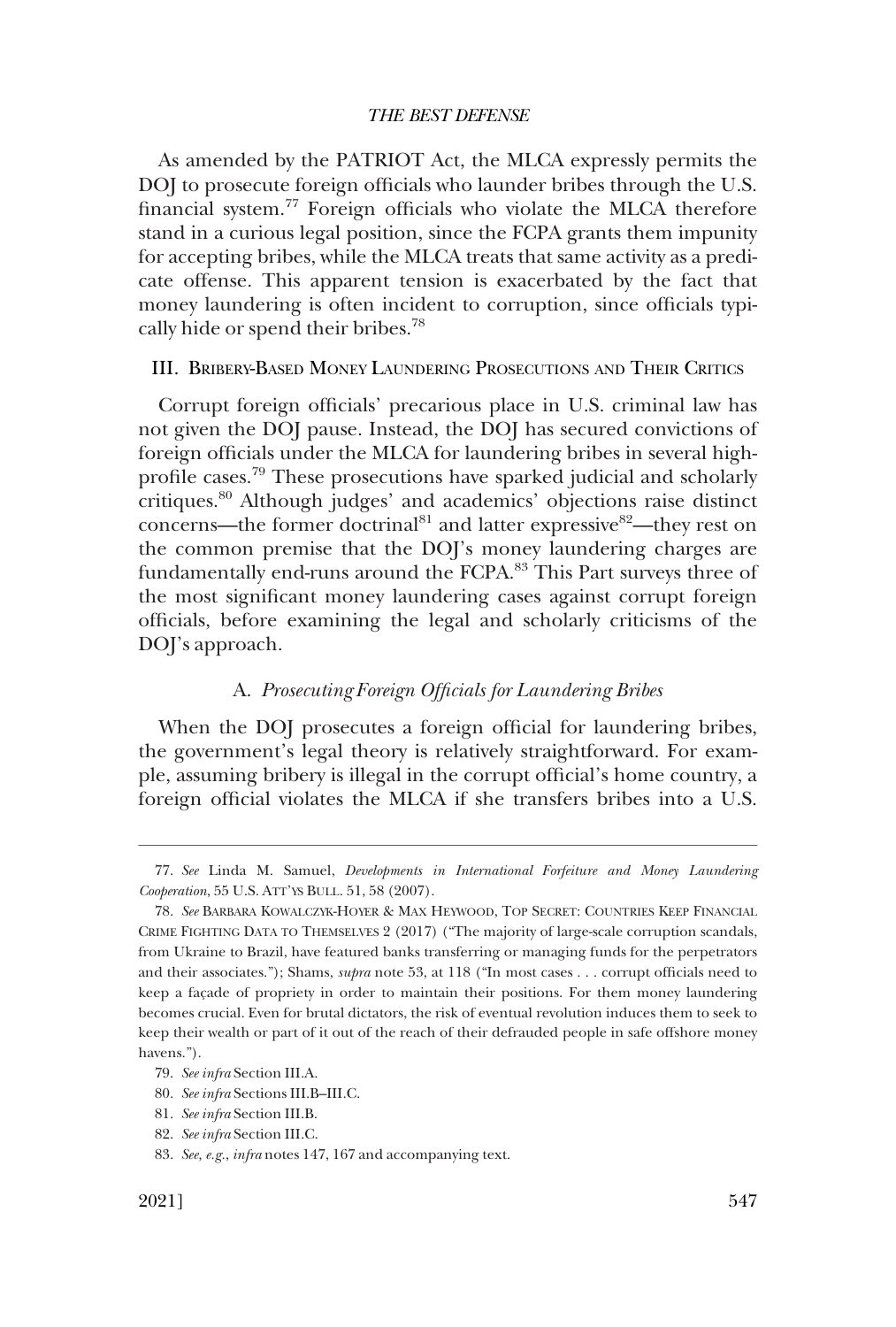As amended by the PATRIOT Act, the MLCA expressly permits the DOJ to prosecute foreign officials who launder bribes through the U.S. financial system.[77] Foreign officials who violate the MLCA therefore stand in a curious legal position, since the FCPA grants them impunity for accepting bribes, while the MLCA treats that same activity as a predicate offense. This apparent tension is exacerbated by the fact that money laundering is often incident to corruption, since officials typically hide or spend their bribes.[78]

## III. Bribery-Based Money Laundering Prosecutions and Their Critics

Corrupt foreign officials' precarious place in U.S. criminal law has not given the DOJ pause. Instead, the DOJ has secured convictions of foreign officials under the MLCA for laundering bribes in several high-profile cases.[79] These prosecutions have sparked judicial and scholarly critiques.[80] Although judges' and academics' objections raise distinct concerns—the former doctrinal[81] and latter expressive[82]—they rest on the common premise that the DOJ's money laundering charges are fundamentally end-runs around the FCPA.[83] This Part surveys three of the most significant money laundering cases against corrupt foreign officials, before examining the legal and scholarly criticisms of the DOJ's approach.

### A. *Prosecuting Foreign Officials for Laundering Bribes*

When the DOJ prosecutes a foreign official for laundering bribes, the government's legal theory is relatively straightforward. For example, assuming bribery is illegal in the corrupt official's home country, a foreign official violates the MLCA if she transfers bribes into a U.S.

---

77. *See* Linda M. Samuel, *Developments in International Forfeiture and Money Laundering Cooperation*, 55 U.S. Att'ys Bull. 51, 58 (2007).

78. *See* Barbara Kowalczyk-Hoyer & Max Heywood, Top Secret: Countries Keep Financial Crime Fighting Data to Themselves 2 (2017) ("The majority of large-scale corruption scandals, from Ukraine to Brazil, have featured banks transferring or managing funds for the perpetrators and their associates."); Shams, *supra* note 53, at 118 ("In most cases . . . corrupt officials need to keep a façade of propriety in order to maintain their positions. For them money laundering becomes crucial. Even for brutal dictators, the risk of eventual revolution induces them to seek to keep their wealth or part of it out of the reach of their defrauded people in safe offshore money havens.").

79. *See infra* Section III.A.

80. *See infra* Sections III.B–III.C.

81. *See infra* Section III.B.

82. *See infra* Section III.C.

83. *See, e.g.*, *infra* notes 147, 167 and accompanying text.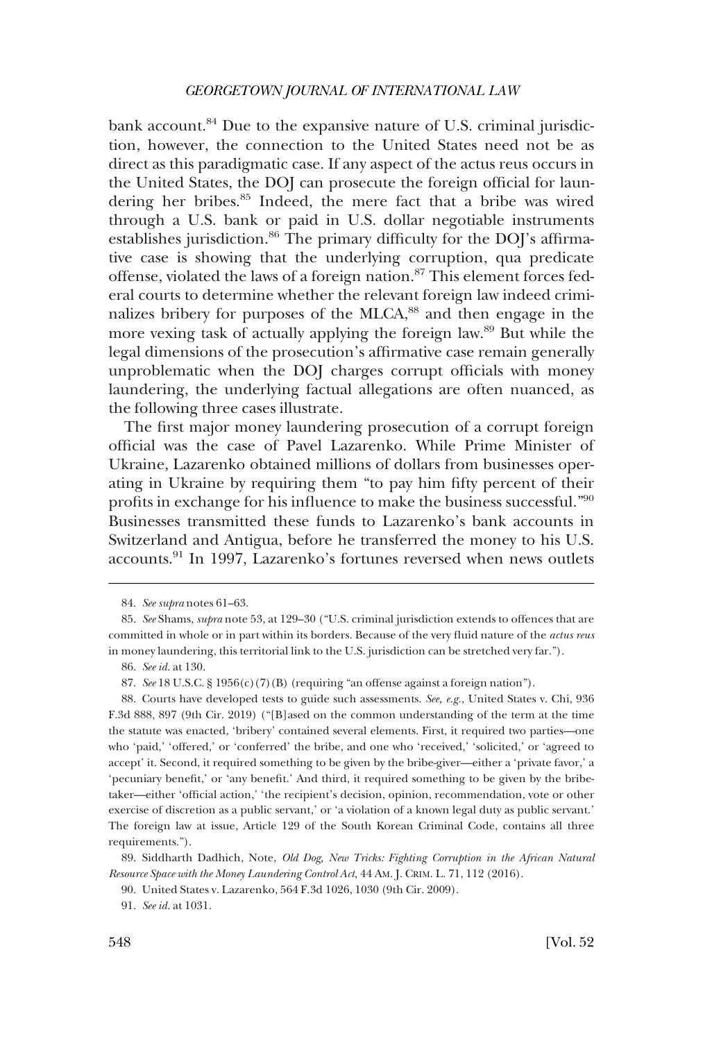bank account.[84] Due to the expansive nature of U.S. criminal jurisdiction, however, the connection to the United States need not be as direct as this paradigmatic case. If any aspect of the actus reus occurs in the United States, the DOJ can prosecute the foreign official for laundering her bribes.[85] Indeed, the mere fact that a bribe was wired through a U.S. bank or paid in U.S. dollar negotiable instruments establishes jurisdiction.[86] The primary difficulty for the DOJ's affirmative case is showing that the underlying corruption, qua predicate offense, violated the laws of a foreign nation.[87] This element forces federal courts to determine whether the relevant foreign law indeed criminalizes bribery for purposes of the MLCA,[88] and then engage in the more vexing task of actually applying the foreign law.[89] But while the legal dimensions of the prosecution's affirmative case remain generally unproblematic when the DOJ charges corrupt officials with money laundering, the underlying factual allegations are often nuanced, as the following three cases illustrate.

The first major money laundering prosecution of a corrupt foreign official was the case of Pavel Lazarenko. While Prime Minister of Ukraine, Lazarenko obtained millions of dollars from businesses operating in Ukraine by requiring them "to pay him fifty percent of their profits in exchange for his influence to make the business successful."[90] Businesses transmitted these funds to Lazarenko's bank accounts in Switzerland and Antigua, before he transferred the money to his U.S. accounts.[91] In 1997, Lazarenko's fortunes reversed when news outlets

---

84. *See supra* notes 61–63.

85. *See* Shams, *supra* note 53, at 129–30 ("U.S. criminal jurisdiction extends to offences that are committed in whole or in part within its borders. Because of the very fluid nature of the *actus reus* in money laundering, this territorial link to the U.S. jurisdiction can be stretched very far.").

86. *See id.* at 130.

87. *See* 18 U.S.C. § 1956(c)(7)(B) (requiring "an offense against a foreign nation").

88. Courts have developed tests to guide such assessments. *See, e.g.*, United States v. Chi, 936 F.3d 888, 897 (9th Cir. 2019) ("[B]ased on the common understanding of the term at the time the statute was enacted, 'bribery' contained several elements. First, it required two parties—one who 'paid,' 'offered,' or 'conferred' the bribe, and one who 'received,' 'solicited,' or 'agreed to accept' it. Second, it required something to be given by the bribe-giver—either a 'private favor,' a 'pecuniary benefit,' or 'any benefit.' And third, it required something to be given by the bribe-taker—either 'official action,' 'the recipient's decision, opinion, recommendation, vote or other exercise of discretion as a public servant,' or 'a violation of a known legal duty as public servant.' The foreign law at issue, Article 129 of the South Korean Criminal Code, contains all three requirements.").

89. Siddharth Dadhich, Note, *Old Dog, New Tricks: Fighting Corruption in the African Natural Resource Space with the Money Laundering Control Act*, 44 AM. J. CRIM. L. 71, 112 (2016).

90. United States v. Lazarenko, 564 F.3d 1026, 1030 (9th Cir. 2009).

91. *See id.* at 1031.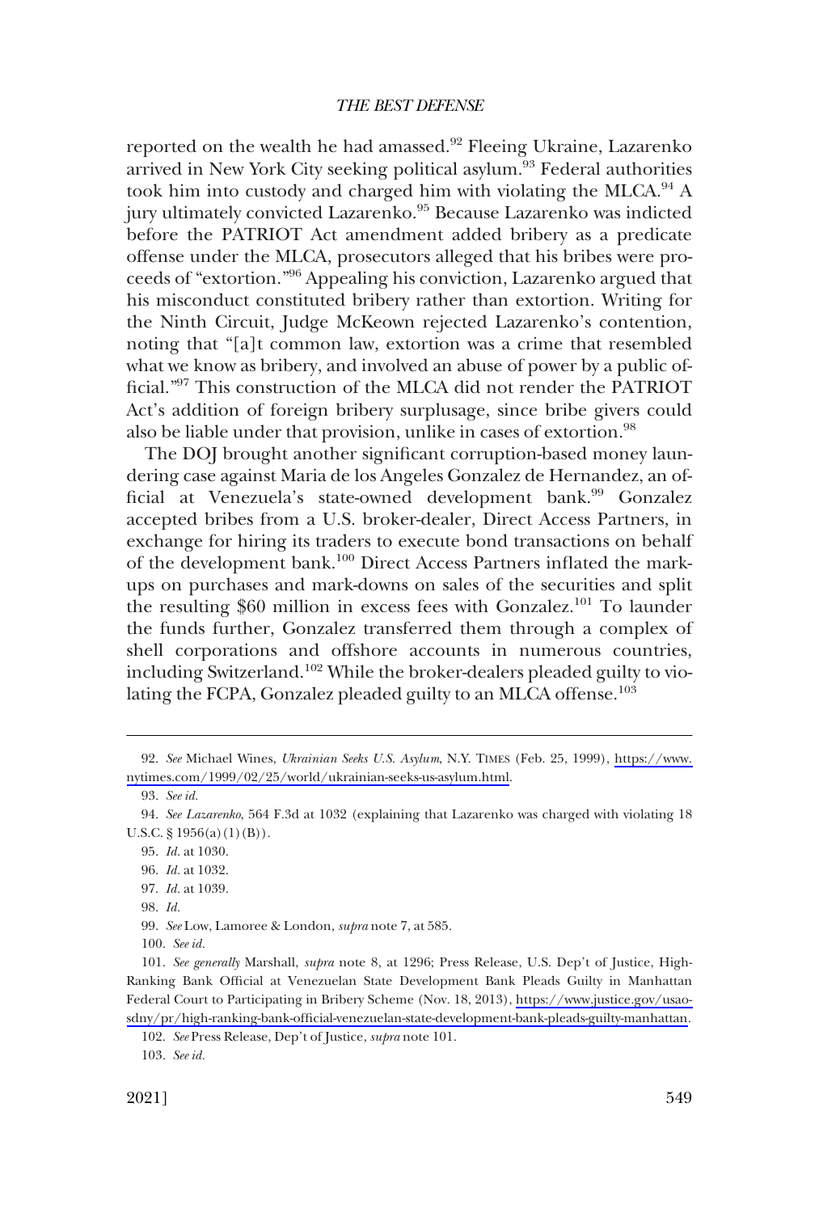reported on the wealth he had amassed.[92] Fleeing Ukraine, Lazarenko arrived in New York City seeking political asylum.[93] Federal authorities took him into custody and charged him with violating the MLCA.[94] A jury ultimately convicted Lazarenko.[95] Because Lazarenko was indicted before the PATRIOT Act amendment added bribery as a predicate offense under the MLCA, prosecutors alleged that his bribes were proceeds of "extortion."[96] Appealing his conviction, Lazarenko argued that his misconduct constituted bribery rather than extortion. Writing for the Ninth Circuit, Judge McKeown rejected Lazarenko's contention, noting that "[a]t common law, extortion was a crime that resembled what we know as bribery, and involved an abuse of power by a public official."[97] This construction of the MLCA did not render the PATRIOT Act's addition of foreign bribery surplusage, since bribe givers could also be liable under that provision, unlike in cases of extortion.[98]

The DOJ brought another significant corruption-based money laundering case against Maria de los Angeles Gonzalez de Hernandez, an official at Venezuela's state-owned development bank.[99] Gonzalez accepted bribes from a U.S. broker-dealer, Direct Access Partners, in exchange for hiring its traders to execute bond transactions on behalf of the development bank.[100] Direct Access Partners inflated the markups on purchases and mark-downs on sales of the securities and split the resulting $60 million in excess fees with Gonzalez.[101] To launder the funds further, Gonzalez transferred them through a complex of shell corporations and offshore accounts in numerous countries, including Switzerland.[102] While the broker-dealers pleaded guilty to violating the FCPA, Gonzalez pleaded guilty to an MLCA offense.[103]

---

92. *See* Michael Wines, *Ukrainian Seeks U.S. Asylum*, N.Y. TIMES (Feb. 25, 1999), https://www.nytimes.com/1999/02/25/world/ukrainian-seeks-us-asylum.html.

93. *See id.*

94. *See Lazarenko*, 564 F.3d at 1032 (explaining that Lazarenko was charged with violating 18 U.S.C. § 1956(a)(1)(B)).

95. *Id.* at 1030.

96. *Id.* at 1032.

97. *Id.* at 1039.

98. *Id.*

99. *See* Low, Lamoree & London, *supra* note 7, at 585.

100. *See id.*

101. *See generally* Marshall, *supra* note 8, at 1296; Press Release, U.S. Dep't of Justice, High-Ranking Bank Official at Venezuelan State Development Bank Pleads Guilty in Manhattan Federal Court to Participating in Bribery Scheme (Nov. 18, 2013), https://www.justice.gov/usao-sdny/pr/high-ranking-bank-official-venezuelan-state-development-bank-pleads-guilty-manhattan.

102. *See* Press Release, Dep't of Justice, *supra* note 101.

103. *See id.*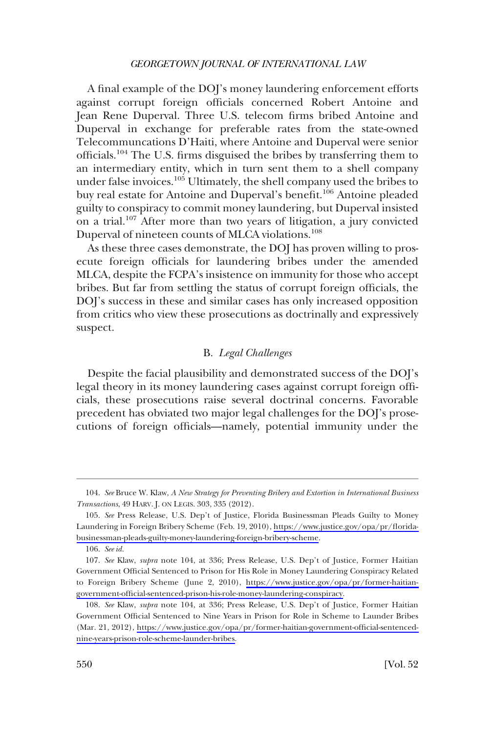A final example of the DOJ's money laundering enforcement efforts against corrupt foreign officials concerned Robert Antoine and Jean Rene Duperval. Three U.S. telecom firms bribed Antoine and Duperval in exchange for preferable rates from the state-owned Telecommuncations D'Haiti, where Antoine and Duperval were senior officials.[104] The U.S. firms disguised the bribes by transferring them to an intermediary entity, which in turn sent them to a shell company under false invoices.[105] Ultimately, the shell company used the bribes to buy real estate for Antoine and Duperval's benefit.[106] Antoine pleaded guilty to conspiracy to commit money laundering, but Duperval insisted on a trial.[107] After more than two years of litigation, a jury convicted Duperval of nineteen counts of MLCA violations.[108]

As these three cases demonstrate, the DOJ has proven willing to prosecute foreign officials for laundering bribes under the amended MLCA, despite the FCPA's insistence on immunity for those who accept bribes. But far from settling the status of corrupt foreign officials, the DOJ's success in these and similar cases has only increased opposition from critics who view these prosecutions as doctrinally and expressively suspect.

### B. *Legal Challenges*

Despite the facial plausibility and demonstrated success of the DOJ's legal theory in its money laundering cases against corrupt foreign officials, these prosecutions raise several doctrinal concerns. Favorable precedent has obviated two major legal challenges for the DOJ's prosecutions of foreign officials—namely, potential immunity under the

---

104. *See* Bruce W. Klaw, *A New Strategy for Preventing Bribery and Extortion in International Business Transactions*, 49 HARV. J. ON LEGIS. 303, 335 (2012).

105. *See* Press Release, U.S. Dep't of Justice, Florida Businessman Pleads Guilty to Money Laundering in Foreign Bribery Scheme (Feb. 19, 2010), https://www.justice.gov/opa/pr/florida-businessman-pleads-guilty-money-laundering-foreign-bribery-scheme.

106. *See id.*

107. *See* Klaw, *supra* note 104, at 336; Press Release, U.S. Dep't of Justice, Former Haitian Government Official Sentenced to Prison for His Role in Money Laundering Conspiracy Related to Foreign Bribery Scheme (June 2, 2010), https://www.justice.gov/opa/pr/former-haitian-government-official-sentenced-prison-his-role-money-laundering-conspiracy.

108. *See* Klaw, *supra* note 104, at 336; Press Release, U.S. Dep't of Justice, Former Haitian Government Official Sentenced to Nine Years in Prison for Role in Scheme to Launder Bribes (Mar. 21, 2012), https://www.justice.gov/opa/pr/former-haitian-government-official-sentenced-nine-years-prison-role-scheme-launder-bribes.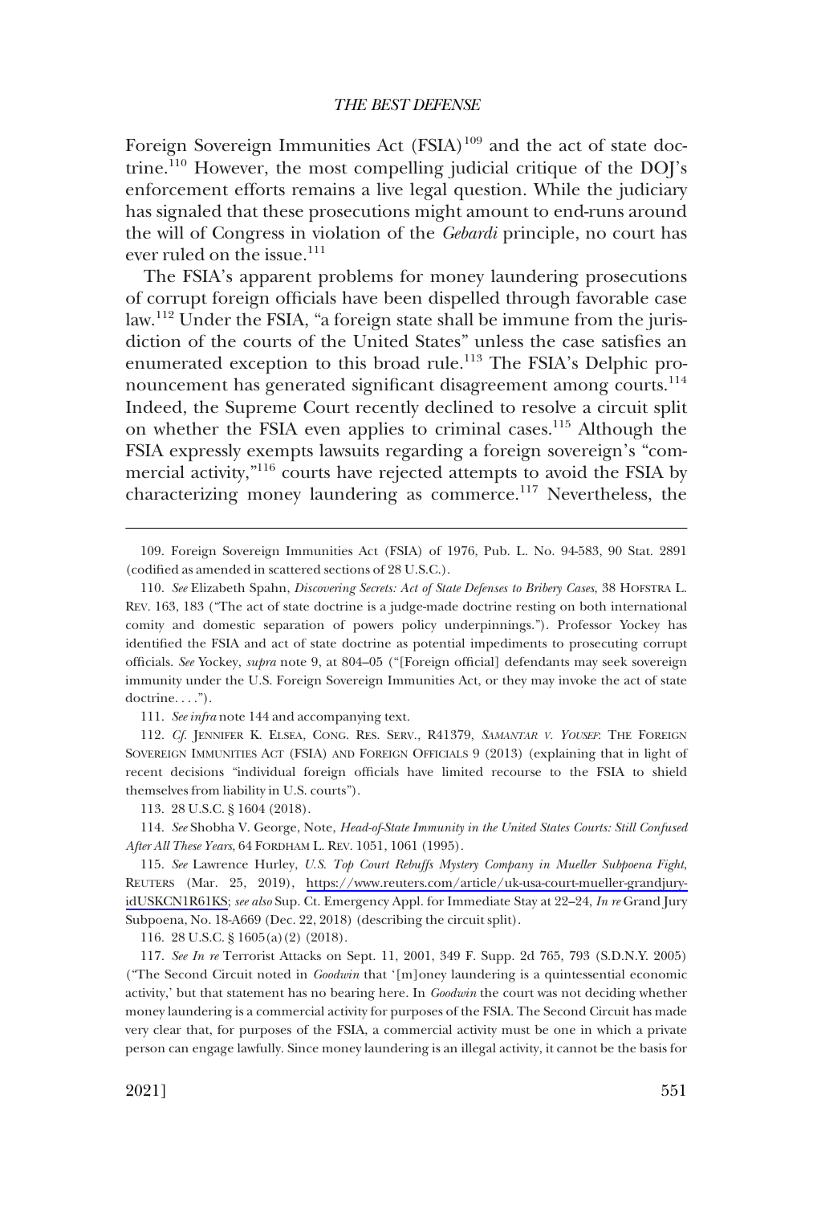Foreign Sovereign Immunities Act (FSIA)[109] and the act of state doctrine.[110] However, the most compelling judicial critique of the DOJ's enforcement efforts remains a live legal question. While the judiciary has signaled that these prosecutions might amount to end-runs around the will of Congress in violation of the *Gebardi* principle, no court has ever ruled on the issue.[111]

The FSIA's apparent problems for money laundering prosecutions of corrupt foreign officials have been dispelled through favorable case law.[112] Under the FSIA, "a foreign state shall be immune from the jurisdiction of the courts of the United States" unless the case satisfies an enumerated exception to this broad rule.[113] The FSIA's Delphic pronouncement has generated significant disagreement among courts.[114] Indeed, the Supreme Court recently declined to resolve a circuit split on whether the FSIA even applies to criminal cases.[115] Although the FSIA expressly exempts lawsuits regarding a foreign sovereign's "commercial activity,"[116] courts have rejected attempts to avoid the FSIA by characterizing money laundering as commerce.[117] Nevertheless, the

---

109. Foreign Sovereign Immunities Act (FSIA) of 1976, Pub. L. No. 94-583, 90 Stat. 2891 (codified as amended in scattered sections of 28 U.S.C.).

110. *See* Elizabeth Spahn, *Discovering Secrets: Act of State Defenses to Bribery Cases*, 38 HOFSTRA L. REV. 163, 183 ("The act of state doctrine is a judge-made doctrine resting on both international comity and domestic separation of powers policy underpinnings."). Professor Yockey has identified the FSIA and act of state doctrine as potential impediments to prosecuting corrupt officials. *See* Yockey, *supra* note 9, at 804–05 ("[Foreign official] defendants may seek sovereign immunity under the U.S. Foreign Sovereign Immunities Act, or they may invoke the act of state doctrine. . . .").

111. *See infra* note 144 and accompanying text.

112. *Cf.* JENNIFER K. ELSEA, CONG. RES. SERV., R41379, *SAMANTAR V. YOUSEF*: THE FOREIGN SOVEREIGN IMMUNITIES ACT (FSIA) AND FOREIGN OFFICIALS 9 (2013) (explaining that in light of recent decisions "individual foreign officials have limited recourse to the FSIA to shield themselves from liability in U.S. courts").

113. 28 U.S.C. § 1604 (2018).

114. *See* Shobha V. George, Note, *Head-of-State Immunity in the United States Courts: Still Confused After All These Years*, 64 FORDHAM L. REV. 1051, 1061 (1995).

115. *See* Lawrence Hurley, *U.S. Top Court Rebuffs Mystery Company in Mueller Subpoena Fight*, REUTERS (Mar. 25, 2019), https://www.reuters.com/article/uk-usa-court-mueller-grandjury-idUSKCN1R61KS; *see also* Sup. Ct. Emergency Appl. for Immediate Stay at 22–24, *In re* Grand Jury Subpoena, No. 18-A669 (Dec. 22, 2018) (describing the circuit split).

116. 28 U.S.C. § 1605(a)(2) (2018).

117. *See In re* Terrorist Attacks on Sept. 11, 2001, 349 F. Supp. 2d 765, 793 (S.D.N.Y. 2005) ("The Second Circuit noted in *Goodwin* that '[m]oney laundering is a quintessential economic activity,' but that statement has no bearing here. In *Goodwin* the court was not deciding whether money laundering is a commercial activity for purposes of the FSIA. The Second Circuit has made very clear that, for purposes of the FSIA, a commercial activity must be one in which a private person can engage lawfully. Since money laundering is an illegal activity, it cannot be the basis for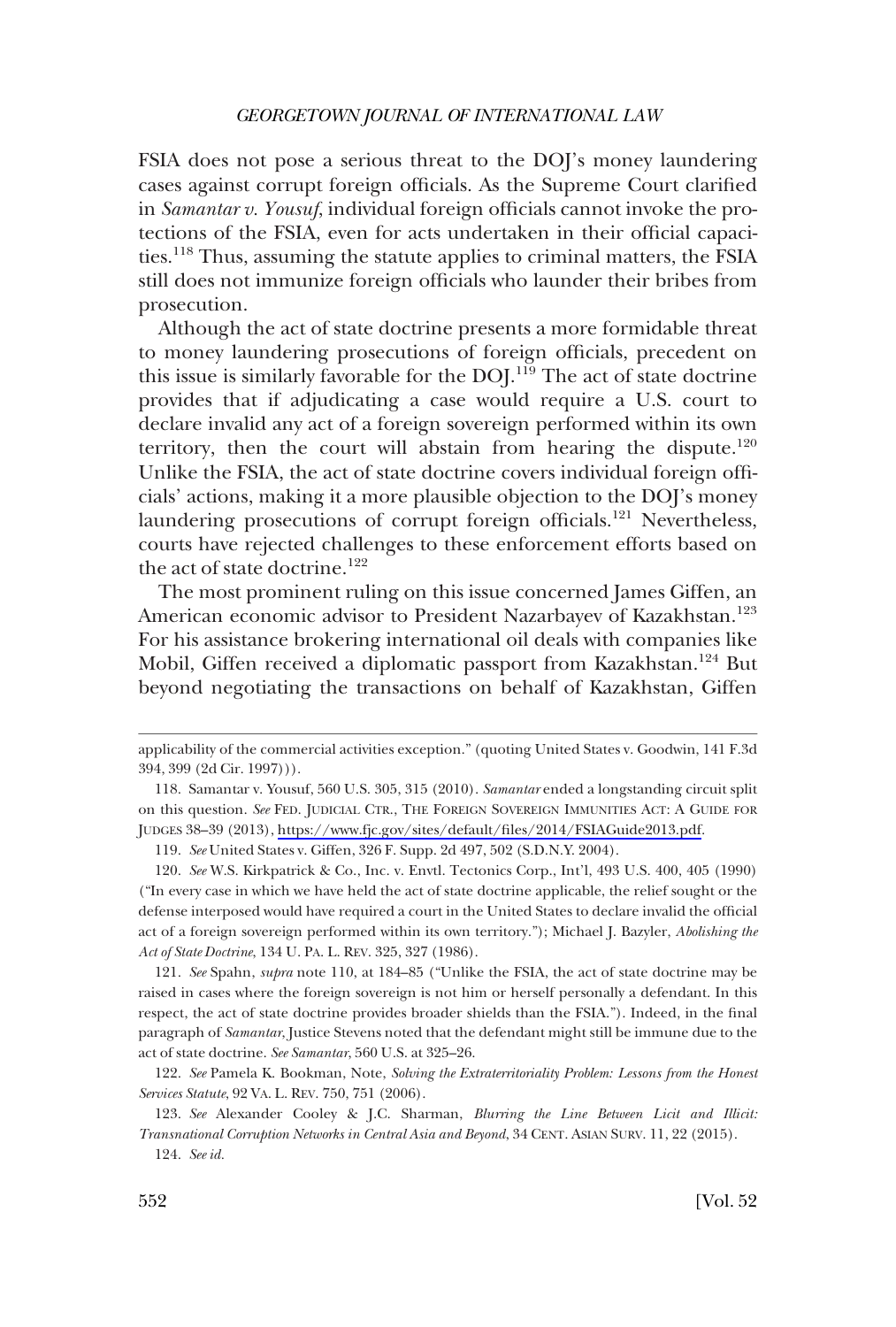FSIA does not pose a serious threat to the DOJ's money laundering cases against corrupt foreign officials. As the Supreme Court clarified in *Samantar v. Yousuf*, individual foreign officials cannot invoke the protections of the FSIA, even for acts undertaken in their official capacities.[118] Thus, assuming the statute applies to criminal matters, the FSIA still does not immunize foreign officials who launder their bribes from prosecution.

Although the act of state doctrine presents a more formidable threat to money laundering prosecutions of foreign officials, precedent on this issue is similarly favorable for the DOJ.[119] The act of state doctrine provides that if adjudicating a case would require a U.S. court to declare invalid any act of a foreign sovereign performed within its own territory, then the court will abstain from hearing the dispute.[120] Unlike the FSIA, the act of state doctrine covers individual foreign officials' actions, making it a more plausible objection to the DOJ's money laundering prosecutions of corrupt foreign officials.[121] Nevertheless, courts have rejected challenges to these enforcement efforts based on the act of state doctrine.[122]

The most prominent ruling on this issue concerned James Giffen, an American economic advisor to President Nazarbayev of Kazakhstan.[123] For his assistance brokering international oil deals with companies like Mobil, Giffen received a diplomatic passport from Kazakhstan.[124] But beyond negotiating the transactions on behalf of Kazakhstan, Giffen

---

applicability of the commercial activities exception." (quoting United States v. Goodwin, 141 F.3d 394, 399 (2d Cir. 1997))).

118. Samantar v. Yousuf, 560 U.S. 305, 315 (2010). *Samantar* ended a longstanding circuit split on this question. *See* FED. JUDICIAL CTR., THE FOREIGN SOVEREIGN IMMUNITIES ACT: A GUIDE FOR JUDGES 38–39 (2013), https://www.fjc.gov/sites/default/files/2014/FSIAGuide2013.pdf.

119. *See* United States v. Giffen, 326 F. Supp. 2d 497, 502 (S.D.N.Y. 2004).

120. *See* W.S. Kirkpatrick & Co., Inc. v. Envtl. Tectonics Corp., Int'l, 493 U.S. 400, 405 (1990) ("In every case in which we have held the act of state doctrine applicable, the relief sought or the defense interposed would have required a court in the United States to declare invalid the official act of a foreign sovereign performed within its own territory."); Michael J. Bazyler, *Abolishing the Act of State Doctrine*, 134 U. PA. L. REV. 325, 327 (1986).

121. *See* Spahn, *supra* note 110, at 184–85 ("Unlike the FSIA, the act of state doctrine may be raised in cases where the foreign sovereign is not him or herself personally a defendant. In this respect, the act of state doctrine provides broader shields than the FSIA."). Indeed, in the final paragraph of *Samantar*, Justice Stevens noted that the defendant might still be immune due to the act of state doctrine. *See Samantar*, 560 U.S. at 325–26.

122. *See* Pamela K. Bookman, Note, *Solving the Extraterritoriality Problem: Lessons from the Honest Services Statute*, 92 VA. L. REV. 750, 751 (2006).

123. *See* Alexander Cooley & J.C. Sharman, *Blurring the Line Between Licit and Illicit: Transnational Corruption Networks in Central Asia and Beyond*, 34 CENT. ASIAN SURV. 11, 22 (2015).

124. *See id.*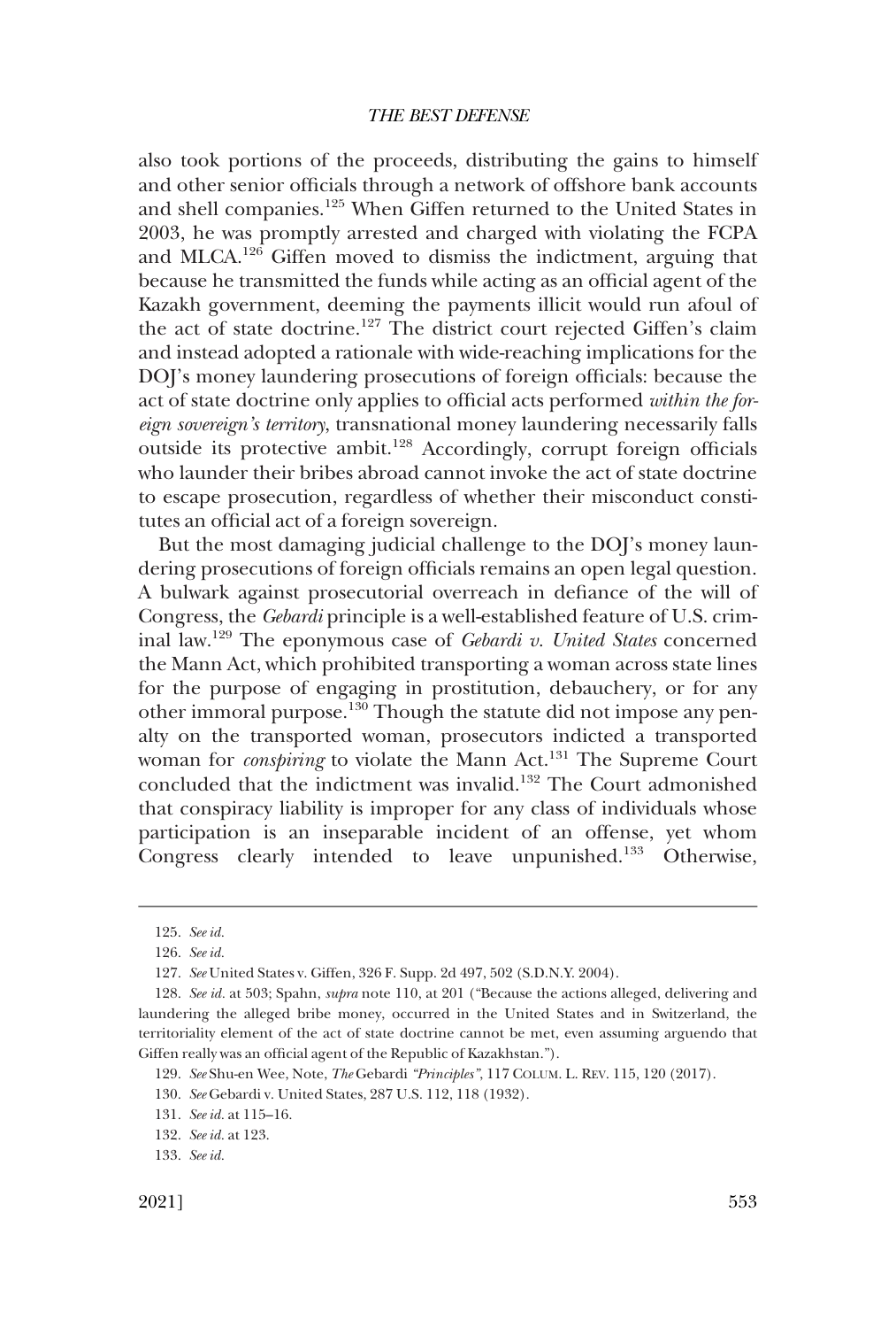also took portions of the proceeds, distributing the gains to himself and other senior officials through a network of offshore bank accounts and shell companies.[125] When Giffen returned to the United States in 2003, he was promptly arrested and charged with violating the FCPA and MLCA.[126] Giffen moved to dismiss the indictment, arguing that because he transmitted the funds while acting as an official agent of the Kazakh government, deeming the payments illicit would run afoul of the act of state doctrine.[127] The district court rejected Giffen's claim and instead adopted a rationale with wide-reaching implications for the DOJ's money laundering prosecutions of foreign officials: because the act of state doctrine only applies to official acts performed *within the foreign sovereign's territory*, transnational money laundering necessarily falls outside its protective ambit.[128] Accordingly, corrupt foreign officials who launder their bribes abroad cannot invoke the act of state doctrine to escape prosecution, regardless of whether their misconduct constitutes an official act of a foreign sovereign.

But the most damaging judicial challenge to the DOJ's money laundering prosecutions of foreign officials remains an open legal question. A bulwark against prosecutorial overreach in defiance of the will of Congress, the *Gebardi* principle is a well-established feature of U.S. criminal law.[129] The eponymous case of *Gebardi v. United States* concerned the Mann Act, which prohibited transporting a woman across state lines for the purpose of engaging in prostitution, debauchery, or for any other immoral purpose.[130] Though the statute did not impose any penalty on the transported woman, prosecutors indicted a transported woman for *conspiring* to violate the Mann Act.[131] The Supreme Court concluded that the indictment was invalid.[132] The Court admonished that conspiracy liability is improper for any class of individuals whose participation is an inseparable incident of an offense, yet whom Congress clearly intended to leave unpunished.[133] Otherwise,

---

125. *See id.*

126. *See id.*

127. *See* United States v. Giffen, 326 F. Supp. 2d 497, 502 (S.D.N.Y. 2004).

128. *See id.* at 503; Spahn, *supra* note 110, at 201 ("Because the actions alleged, delivering and laundering the alleged bribe money, occurred in the United States and in Switzerland, the territoriality element of the act of state doctrine cannot be met, even assuming arguendo that Giffen really was an official agent of the Republic of Kazakhstan.").

129. *See* Shu-en Wee, Note, *The* Gebardi *"Principles"*, 117 COLUM. L. REV. 115, 120 (2017).

130. *See* Gebardi v. United States, 287 U.S. 112, 118 (1932).

131. *See id.* at 115–16.

132. *See id.* at 123.

133. *See id.*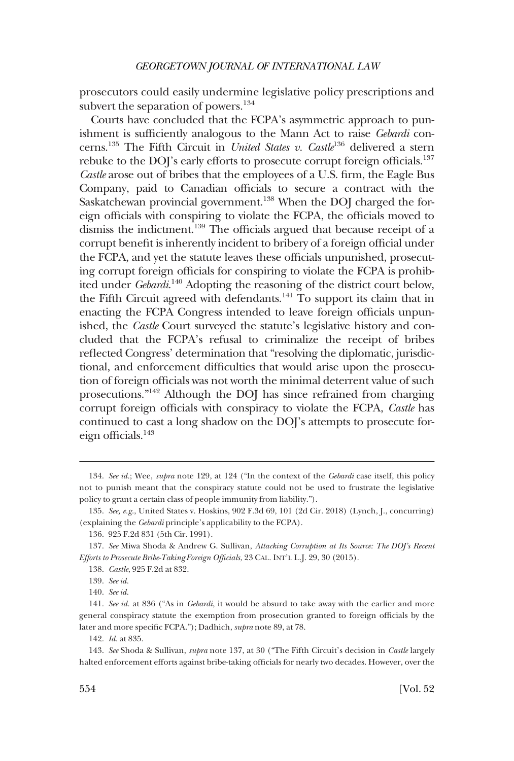prosecutors could easily undermine legislative policy prescriptions and subvert the separation of powers.[134]

Courts have concluded that the FCPA's asymmetric approach to punishment is sufficiently analogous to the Mann Act to raise *Gebardi* concerns.[135] The Fifth Circuit in *United States v. Castle*[136] delivered a stern rebuke to the DOJ's early efforts to prosecute corrupt foreign officials.[137] *Castle* arose out of bribes that the employees of a U.S. firm, the Eagle Bus Company, paid to Canadian officials to secure a contract with the Saskatchewan provincial government.[138] When the DOJ charged the foreign officials with conspiring to violate the FCPA, the officials moved to dismiss the indictment.[139] The officials argued that because receipt of a corrupt benefit is inherently incident to bribery of a foreign official under the FCPA, and yet the statute leaves these officials unpunished, prosecuting corrupt foreign officials for conspiring to violate the FCPA is prohibited under *Gebardi*.[140] Adopting the reasoning of the district court below, the Fifth Circuit agreed with defendants.[141] To support its claim that in enacting the FCPA Congress intended to leave foreign officials unpunished, the *Castle* Court surveyed the statute's legislative history and concluded that the FCPA's refusal to criminalize the receipt of bribes reflected Congress' determination that "resolving the diplomatic, jurisdictional, and enforcement difficulties that would arise upon the prosecution of foreign officials was not worth the minimal deterrent value of such prosecutions."[142] Although the DOJ has since refrained from charging corrupt foreign officials with conspiracy to violate the FCPA, *Castle* has continued to cast a long shadow on the DOJ's attempts to prosecute foreign officials.[143]

---

134. *See id.*; Wee, *supra* note 129, at 124 ("In the context of the *Gebardi* case itself, this policy not to punish meant that the conspiracy statute could not be used to frustrate the legislative policy to grant a certain class of people immunity from liability.").

135. *See, e.g.*, United States v. Hoskins, 902 F.3d 69, 101 (2d Cir. 2018) (Lynch, J., concurring) (explaining the *Gebardi* principle's applicability to the FCPA).

136. 925 F.2d 831 (5th Cir. 1991).

137. *See* Miwa Shoda & Andrew G. Sullivan, *Attacking Corruption at Its Source: The DOJ's Recent Efforts to Prosecute Bribe-Taking Foreign Officials*, 23 CAL. INT'L L.J. 29, 30 (2015).

138. *Castle*, 925 F.2d at 832.

139. *See id.*

140. *See id.*

141. *See id.* at 836 ("As in *Gebardi*, it would be absurd to take away with the earlier and more general conspiracy statute the exemption from prosecution granted to foreign officials by the later and more specific FCPA."); Dadhich, *supra* note 89, at 78.

142. *Id.* at 835.

143. *See* Shoda & Sullivan, *supra* note 137, at 30 ("The Fifth Circuit's decision in *Castle* largely halted enforcement efforts against bribe-taking officials for nearly two decades. However, over the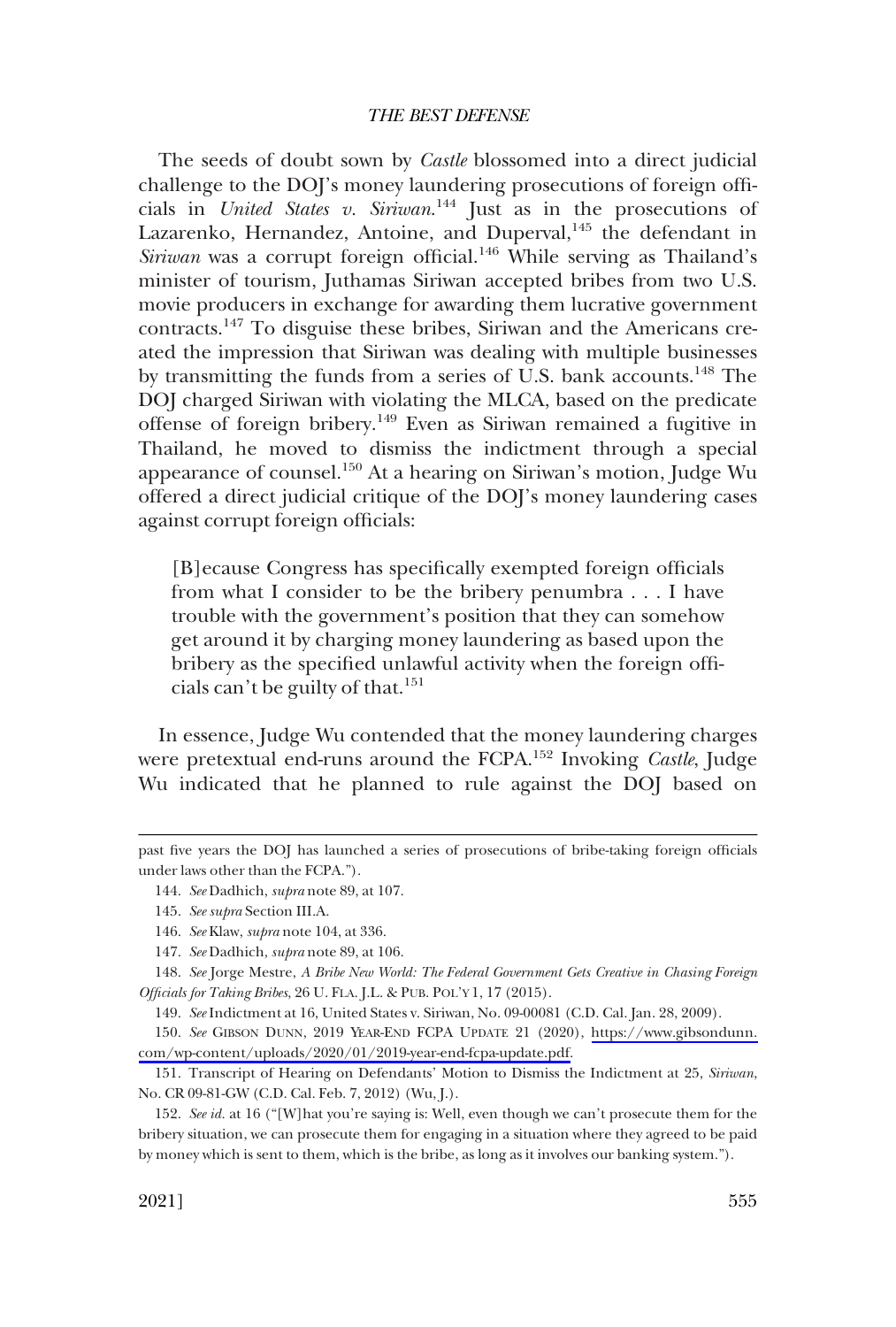The seeds of doubt sown by *Castle* blossomed into a direct judicial challenge to the DOJ's money laundering prosecutions of foreign officials in *United States v. Siriwan*.[144] Just as in the prosecutions of Lazarenko, Hernandez, Antoine, and Duperval,[145] the defendant in *Siriwan* was a corrupt foreign official.[146] While serving as Thailand's minister of tourism, Juthamas Siriwan accepted bribes from two U.S. movie producers in exchange for awarding them lucrative government contracts.[147] To disguise these bribes, Siriwan and the Americans created the impression that Siriwan was dealing with multiple businesses by transmitting the funds from a series of U.S. bank accounts.[148] The DOJ charged Siriwan with violating the MLCA, based on the predicate offense of foreign bribery.[149] Even as Siriwan remained a fugitive in Thailand, he moved to dismiss the indictment through a special appearance of counsel.[150] At a hearing on Siriwan's motion, Judge Wu offered a direct judicial critique of the DOJ's money laundering cases against corrupt foreign officials:

> [B]ecause Congress has specifically exempted foreign officials from what I consider to be the bribery penumbra . . . I have trouble with the government's position that they can somehow get around it by charging money laundering as based upon the bribery as the specified unlawful activity when the foreign officials can't be guilty of that.[151]

In essence, Judge Wu contended that the money laundering charges were pretextual end-runs around the FCPA.[152] Invoking *Castle*, Judge Wu indicated that he planned to rule against the DOJ based on

---

past five years the DOJ has launched a series of prosecutions of bribe-taking foreign officials under laws other than the FCPA.").

144. *See* Dadhich, *supra* note 89, at 107.

145. *See supra* Section III.A.

146. *See* Klaw, *supra* note 104, at 336.

147. *See* Dadhich, *supra* note 89, at 106.

148. *See* Jorge Mestre, *A Bribe New World: The Federal Government Gets Creative in Chasing Foreign Officials for Taking Bribes*, 26 U. FLA. J.L. & PUB. POL'Y 1, 17 (2015).

149. *See* Indictment at 16, United States v. Siriwan, No. 09-00081 (C.D. Cal. Jan. 28, 2009).

150. *See* GIBSON DUNN, 2019 YEAR-END FCPA UPDATE 21 (2020), https://www.gibsondunn.com/wp-content/uploads/2020/01/2019-year-end-fcpa-update.pdf.

151. Transcript of Hearing on Defendants' Motion to Dismiss the Indictment at 25, *Siriwan*, No. CR 09-81-GW (C.D. Cal. Feb. 7, 2012) (Wu, J.).

152. *See id.* at 16 ("[W]hat you're saying is: Well, even though we can't prosecute them for the bribery situation, we can prosecute them for engaging in a situation where they agreed to be paid by money which is sent to them, which is the bribe, as long as it involves our banking system.").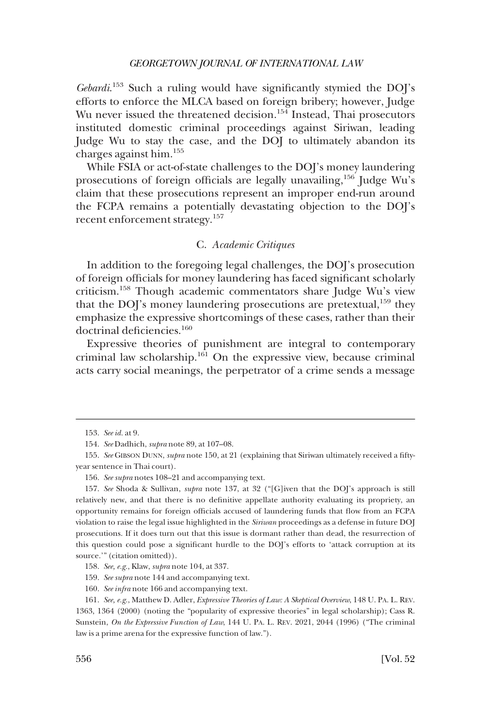*Gebardi*.[153] Such a ruling would have significantly stymied the DOJ's efforts to enforce the MLCA based on foreign bribery; however, Judge Wu never issued the threatened decision.[154] Instead, Thai prosecutors instituted domestic criminal proceedings against Siriwan, leading Judge Wu to stay the case, and the DOJ to ultimately abandon its charges against him.[155]

While FSIA or act-of-state challenges to the DOJ's money laundering prosecutions of foreign officials are legally unavailing,[156] Judge Wu's claim that these prosecutions represent an improper end-run around the FCPA remains a potentially devastating objection to the DOJ's recent enforcement strategy.[157]

### C. *Academic Critiques*

In addition to the foregoing legal challenges, the DOJ's prosecution of foreign officials for money laundering has faced significant scholarly criticism.[158] Though academic commentators share Judge Wu's view that the DOJ's money laundering prosecutions are pretextual,[159] they emphasize the expressive shortcomings of these cases, rather than their doctrinal deficiencies.[160]

Expressive theories of punishment are integral to contemporary criminal law scholarship.[161] On the expressive view, because criminal acts carry social meanings, the perpetrator of a crime sends a message

---

153. *See id.* at 9.

154. *See* Dadhich, *supra* note 89, at 107–08.

155. *See* GIBSON DUNN, *supra* note 150, at 21 (explaining that Siriwan ultimately received a fifty-year sentence in Thai court).

156. *See supra* notes 108–21 and accompanying text.

157. *See* Shoda & Sullivan, *supra* note 137, at 32 ("[G]iven that the DOJ's approach is still relatively new, and that there is no definitive appellate authority evaluating its propriety, an opportunity remains for foreign officials accused of laundering funds that flow from an FCPA violation to raise the legal issue highlighted in the *Siriwan* proceedings as a defense in future DOJ prosecutions. If it does turn out that this issue is dormant rather than dead, the resurrection of this question could pose a significant hurdle to the DOJ's efforts to 'attack corruption at its source.'" (citation omitted)).

158. *See, e.g.*, Klaw, *supra* note 104, at 337.

159. *See supra* note 144 and accompanying text.

160. *See infra* note 166 and accompanying text.

161. *See, e.g.*, Matthew D. Adler, *Expressive Theories of Law: A Skeptical Overview*, 148 U. PA. L. REV. 1363, 1364 (2000) (noting the "popularity of expressive theories" in legal scholarship); Cass R. Sunstein, *On the Expressive Function of Law*, 144 U. PA. L. REV. 2021, 2044 (1996) ("The criminal law is a prime arena for the expressive function of law.").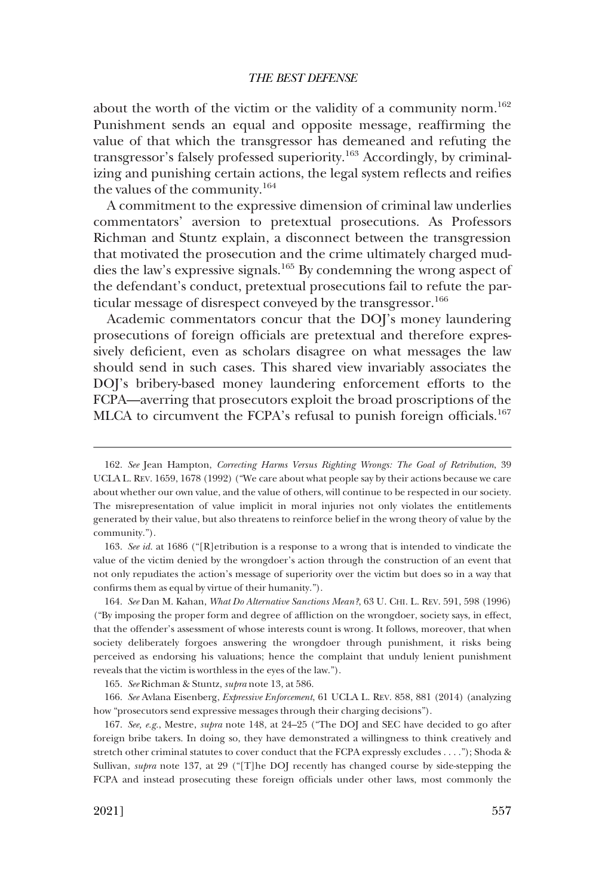about the worth of the victim or the validity of a community norm.[162] Punishment sends an equal and opposite message, reaffirming the value of that which the transgressor has demeaned and refuting the transgressor's falsely professed superiority.[163] Accordingly, by criminalizing and punishing certain actions, the legal system reflects and reifies the values of the community.[164]

A commitment to the expressive dimension of criminal law underlies commentators' aversion to pretextual prosecutions. As Professors Richman and Stuntz explain, a disconnect between the transgression that motivated the prosecution and the crime ultimately charged muddies the law's expressive signals.[165] By condemning the wrong aspect of the defendant's conduct, pretextual prosecutions fail to refute the particular message of disrespect conveyed by the transgressor.[166]

Academic commentators concur that the DOJ's money laundering prosecutions of foreign officials are pretextual and therefore expressively deficient, even as scholars disagree on what messages the law should send in such cases. This shared view invariably associates the DOJ's bribery-based money laundering enforcement efforts to the FCPA—averring that prosecutors exploit the broad proscriptions of the MLCA to circumvent the FCPA's refusal to punish foreign officials.[167]

---

162. *See* Jean Hampton, *Correcting Harms Versus Righting Wrongs: The Goal of Retribution*, 39 UCLA L. REV. 1659, 1678 (1992) ("We care about what people say by their actions because we care about whether our own value, and the value of others, will continue to be respected in our society. The misrepresentation of value implicit in moral injuries not only violates the entitlements generated by their value, but also threatens to reinforce belief in the wrong theory of value by the community.").

163. *See id.* at 1686 ("[R]etribution is a response to a wrong that is intended to vindicate the value of the victim denied by the wrongdoer's action through the construction of an event that not only repudiates the action's message of superiority over the victim but does so in a way that confirms them as equal by virtue of their humanity.").

164. *See* Dan M. Kahan, *What Do Alternative Sanctions Mean?*, 63 U. CHI. L. REV. 591, 598 (1996) ("By imposing the proper form and degree of affliction on the wrongdoer, society says, in effect, that the offender's assessment of whose interests count is wrong. It follows, moreover, that when society deliberately forgoes answering the wrongdoer through punishment, it risks being perceived as endorsing his valuations; hence the complaint that unduly lenient punishment reveals that the victim is worthless in the eyes of the law.").

165. *See* Richman & Stuntz, *supra* note 13, at 586.

166. *See* Avlana Eisenberg, *Expressive Enforcement*, 61 UCLA L. REV. 858, 881 (2014) (analyzing how "prosecutors send expressive messages through their charging decisions").

167. *See, e.g.*, Mestre, *supra* note 148, at 24–25 ("The DOJ and SEC have decided to go after foreign bribe takers. In doing so, they have demonstrated a willingness to think creatively and stretch other criminal statutes to cover conduct that the FCPA expressly excludes . . . ."); Shoda & Sullivan, *supra* note 137, at 29 ("[T]he DOJ recently has changed course by side-stepping the FCPA and instead prosecuting these foreign officials under other laws, most commonly the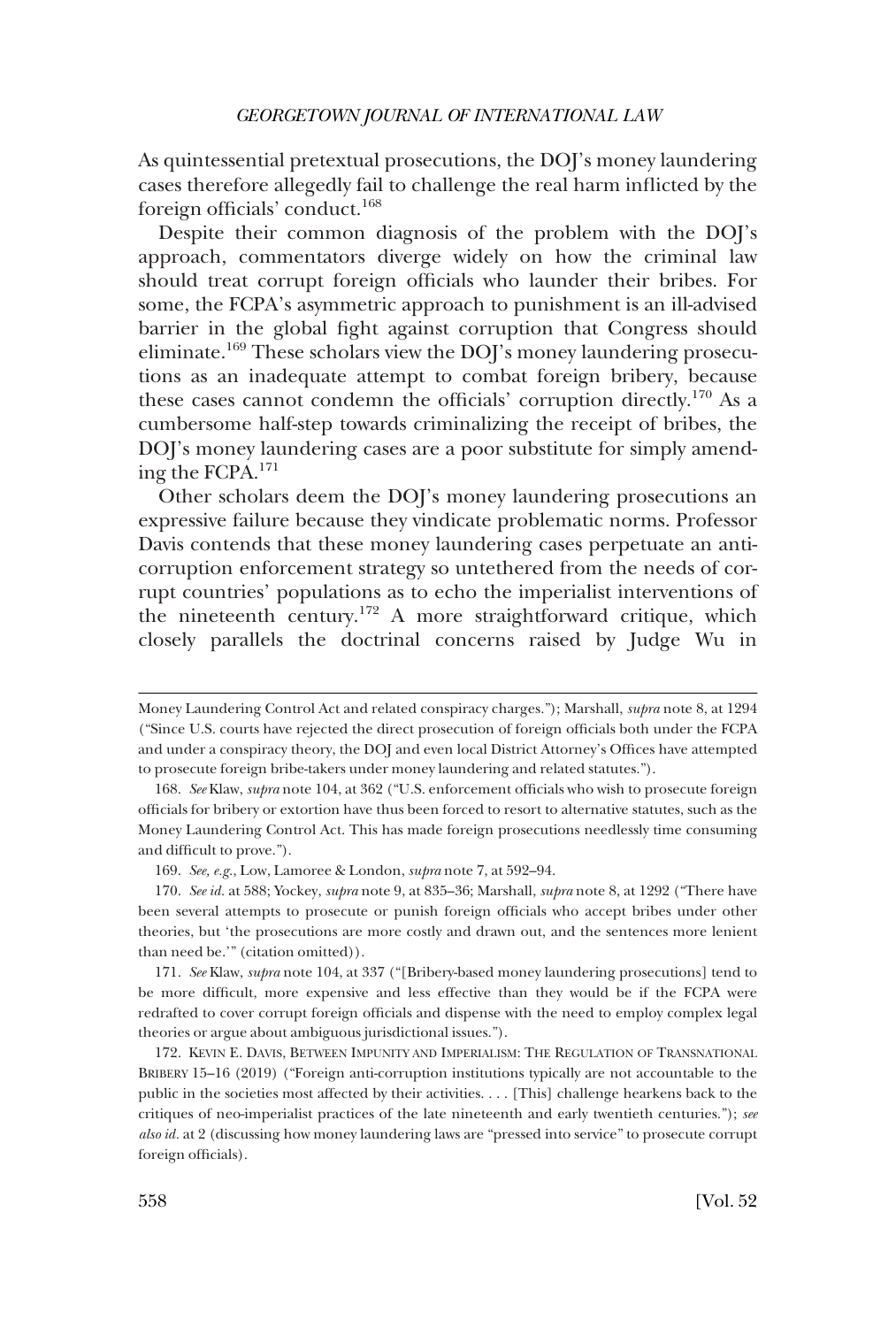As quintessential pretextual prosecutions, the DOJ's money laundering cases therefore allegedly fail to challenge the real harm inflicted by the foreign officials' conduct.[168]

Despite their common diagnosis of the problem with the DOJ's approach, commentators diverge widely on how the criminal law should treat corrupt foreign officials who launder their bribes. For some, the FCPA's asymmetric approach to punishment is an ill-advised barrier in the global fight against corruption that Congress should eliminate.[169] These scholars view the DOJ's money laundering prosecutions as an inadequate attempt to combat foreign bribery, because these cases cannot condemn the officials' corruption directly.[170] As a cumbersome half-step towards criminalizing the receipt of bribes, the DOJ's money laundering cases are a poor substitute for simply amending the FCPA.[171]

Other scholars deem the DOJ's money laundering prosecutions an expressive failure because they vindicate problematic norms. Professor Davis contends that these money laundering cases perpetuate an anti-corruption enforcement strategy so untethered from the needs of corrupt countries' populations as to echo the imperialist interventions of the nineteenth century.[172] A more straightforward critique, which closely parallels the doctrinal concerns raised by Judge Wu in

---

Money Laundering Control Act and related conspiracy charges."); Marshall, *supra* note 8, at 1294 ("Since U.S. courts have rejected the direct prosecution of foreign officials both under the FCPA and under a conspiracy theory, the DOJ and even local District Attorney's Offices have attempted to prosecute foreign bribe-takers under money laundering and related statutes.").

168. *See* Klaw, *supra* note 104, at 362 ("U.S. enforcement officials who wish to prosecute foreign officials for bribery or extortion have thus been forced to resort to alternative statutes, such as the Money Laundering Control Act. This has made foreign prosecutions needlessly time consuming and difficult to prove.").

169. *See, e.g.*, Low, Lamoree & London, *supra* note 7, at 592–94.

170. *See id.* at 588; Yockey, *supra* note 9, at 835–36; Marshall, *supra* note 8, at 1292 ("There have been several attempts to prosecute or punish foreign officials who accept bribes under other theories, but 'the prosecutions are more costly and drawn out, and the sentences more lenient than need be.'" (citation omitted)).

171. *See* Klaw, *supra* note 104, at 337 ("[Bribery-based money laundering prosecutions] tend to be more difficult, more expensive and less effective than they would be if the FCPA were redrafted to cover corrupt foreign officials and dispense with the need to employ complex legal theories or argue about ambiguous jurisdictional issues.").

172. KEVIN E. DAVIS, BETWEEN IMPUNITY AND IMPERIALISM: THE REGULATION OF TRANSNATIONAL BRIBERY 15–16 (2019) ("Foreign anti-corruption institutions typically are not accountable to the public in the societies most affected by their activities. . . . [This] challenge hearkens back to the critiques of neo-imperialist practices of the late nineteenth and early twentieth centuries."); *see also id.* at 2 (discussing how money laundering laws are "pressed into service" to prosecute corrupt foreign officials).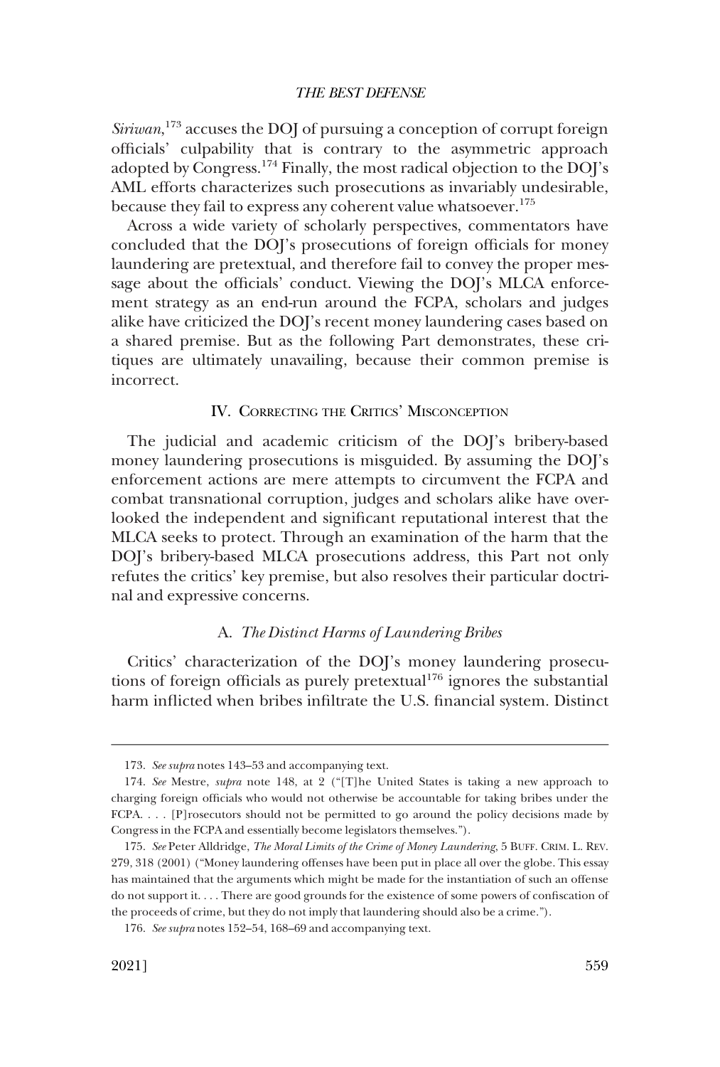*Siriwan*,[173] accuses the DOJ of pursuing a conception of corrupt foreign officials' culpability that is contrary to the asymmetric approach adopted by Congress.[174] Finally, the most radical objection to the DOJ's AML efforts characterizes such prosecutions as invariably undesirable, because they fail to express any coherent value whatsoever.[175]

Across a wide variety of scholarly perspectives, commentators have concluded that the DOJ's prosecutions of foreign officials for money laundering are pretextual, and therefore fail to convey the proper message about the officials' conduct. Viewing the DOJ's MLCA enforcement strategy as an end-run around the FCPA, scholars and judges alike have criticized the DOJ's recent money laundering cases based on a shared premise. But as the following Part demonstrates, these critiques are ultimately unavailing, because their common premise is incorrect.

## IV. Correcting the Critics' Misconception

The judicial and academic criticism of the DOJ's bribery-based money laundering prosecutions is misguided. By assuming the DOJ's enforcement actions are mere attempts to circumvent the FCPA and combat transnational corruption, judges and scholars alike have overlooked the independent and significant reputational interest that the MLCA seeks to protect. Through an examination of the harm that the DOJ's bribery-based MLCA prosecutions address, this Part not only refutes the critics' key premise, but also resolves their particular doctrinal and expressive concerns.

### A. *The Distinct Harms of Laundering Bribes*

Critics' characterization of the DOJ's money laundering prosecutions of foreign officials as purely pretextual[176] ignores the substantial harm inflicted when bribes infiltrate the U.S. financial system. Distinct

---

173. *See supra* notes 143–53 and accompanying text.

174. *See* Mestre, *supra* note 148, at 2 ("[T]he United States is taking a new approach to charging foreign officials who would not otherwise be accountable for taking bribes under the FCPA. . . . [P]rosecutors should not be permitted to go around the policy decisions made by Congress in the FCPA and essentially become legislators themselves.").

175. *See* Peter Alldridge, *The Moral Limits of the Crime of Money Laundering*, 5 BUFF. CRIM. L. REV. 279, 318 (2001) ("Money laundering offenses have been put in place all over the globe. This essay has maintained that the arguments which might be made for the instantiation of such an offense do not support it. . . . There are good grounds for the existence of some powers of confiscation of the proceeds of crime, but they do not imply that laundering should also be a crime.").

176. *See supra* notes 152–54, 168–69 and accompanying text.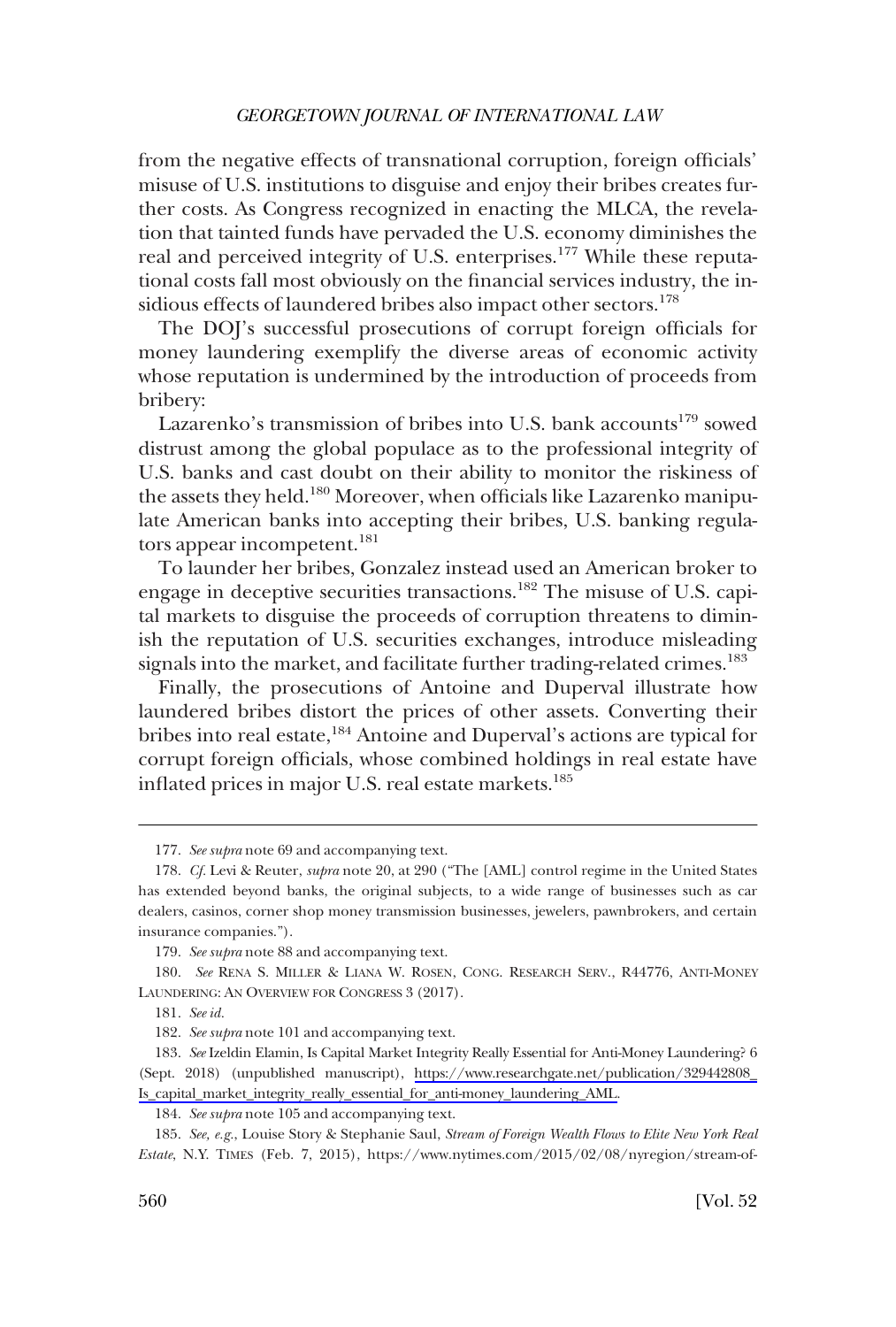from the negative effects of transnational corruption, foreign officials' misuse of U.S. institutions to disguise and enjoy their bribes creates further costs. As Congress recognized in enacting the MLCA, the revelation that tainted funds have pervaded the U.S. economy diminishes the real and perceived integrity of U.S. enterprises.[177] While these reputational costs fall most obviously on the financial services industry, the insidious effects of laundered bribes also impact other sectors.[178]

The DOJ's successful prosecutions of corrupt foreign officials for money laundering exemplify the diverse areas of economic activity whose reputation is undermined by the introduction of proceeds from bribery:

Lazarenko's transmission of bribes into U.S. bank accounts[179] sowed distrust among the global populace as to the professional integrity of U.S. banks and cast doubt on their ability to monitor the riskiness of the assets they held.[180] Moreover, when officials like Lazarenko manipulate American banks into accepting their bribes, U.S. banking regulators appear incompetent.[181]

To launder her bribes, Gonzalez instead used an American broker to engage in deceptive securities transactions.[182] The misuse of U.S. capital markets to disguise the proceeds of corruption threatens to diminish the reputation of U.S. securities exchanges, introduce misleading signals into the market, and facilitate further trading-related crimes.[183]

Finally, the prosecutions of Antoine and Duperval illustrate how laundered bribes distort the prices of other assets. Converting their bribes into real estate,[184] Antoine and Duperval's actions are typical for corrupt foreign officials, whose combined holdings in real estate have inflated prices in major U.S. real estate markets.[185]

---

177. *See supra* note 69 and accompanying text.

178. *Cf.* Levi & Reuter, *supra* note 20, at 290 ("The [AML] control regime in the United States has extended beyond banks, the original subjects, to a wide range of businesses such as car dealers, casinos, corner shop money transmission businesses, jewelers, pawnbrokers, and certain insurance companies.").

179. *See supra* note 88 and accompanying text.

180. *See* RENA S. MILLER & LIANA W. ROSEN, CONG. RESEARCH SERV., R44776, ANTI-MONEY LAUNDERING: AN OVERVIEW FOR CONGRESS 3 (2017).

181. *See id.*

182. *See supra* note 101 and accompanying text.

183. *See* Izeldin Elamin, Is Capital Market Integrity Really Essential for Anti-Money Laundering? 6 (Sept. 2018) (unpublished manuscript), https://www.researchgate.net/publication/329442808_Is_capital_market_integrity_really_essential_for_anti-money_laundering_AML.

184. *See supra* note 105 and accompanying text.

185. *See, e.g.*, Louise Story & Stephanie Saul, *Stream of Foreign Wealth Flows to Elite New York Real Estate*, N.Y. TIMES (Feb. 7, 2015), https://www.nytimes.com/2015/02/08/nyregion/stream-of-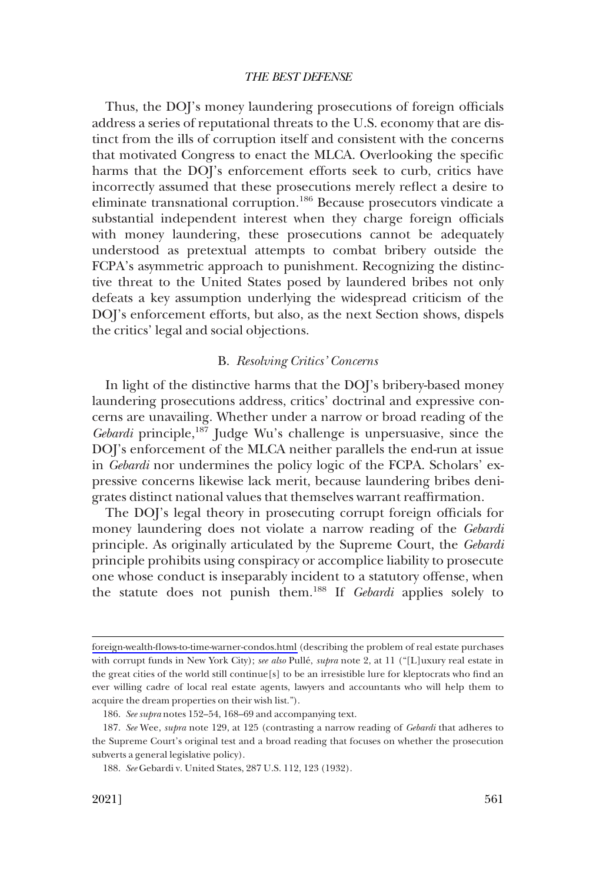Thus, the DOJ's money laundering prosecutions of foreign officials address a series of reputational threats to the U.S. economy that are distinct from the ills of corruption itself and consistent with the concerns that motivated Congress to enact the MLCA. Overlooking the specific harms that the DOJ's enforcement efforts seek to curb, critics have incorrectly assumed that these prosecutions merely reflect a desire to eliminate transnational corruption.[186] Because prosecutors vindicate a substantial independent interest when they charge foreign officials with money laundering, these prosecutions cannot be adequately understood as pretextual attempts to combat bribery outside the FCPA's asymmetric approach to punishment. Recognizing the distinctive threat to the United States posed by laundered bribes not only defeats a key assumption underlying the widespread criticism of the DOJ's enforcement efforts, but also, as the next Section shows, dispels the critics' legal and social objections.

### B. *Resolving Critics' Concerns*

In light of the distinctive harms that the DOJ's bribery-based money laundering prosecutions address, critics' doctrinal and expressive concerns are unavailing. Whether under a narrow or broad reading of the *Gebardi* principle,[187] Judge Wu's challenge is unpersuasive, since the DOJ's enforcement of the MLCA neither parallels the end-run at issue in *Gebardi* nor undermines the policy logic of the FCPA. Scholars' expressive concerns likewise lack merit, because laundering bribes denigrates distinct national values that themselves warrant reaffirmation.

The DOJ's legal theory in prosecuting corrupt foreign officials for money laundering does not violate a narrow reading of the *Gebardi* principle. As originally articulated by the Supreme Court, the *Gebardi* principle prohibits using conspiracy or accomplice liability to prosecute one whose conduct is inseparably incident to a statutory offense, when the statute does not punish them.[188] If *Gebardi* applies solely to

---

foreign-wealth-flows-to-time-warner-condos.html (describing the problem of real estate purchases with corrupt funds in New York City); *see also* Pullé, *supra* note 2, at 11 ("[L]uxury real estate in the great cities of the world still continue[s] to be an irresistible lure for kleptocrats who find an ever willing cadre of local real estate agents, lawyers and accountants who will help them to acquire the dream properties on their wish list.").

186. *See supra* notes 152–54, 168–69 and accompanying text.

187. *See* Wee, *supra* note 129, at 125 (contrasting a narrow reading of *Gebardi* that adheres to the Supreme Court's original test and a broad reading that focuses on whether the prosecution subverts a general legislative policy).

188. *See* Gebardi v. United States, 287 U.S. 112, 123 (1932).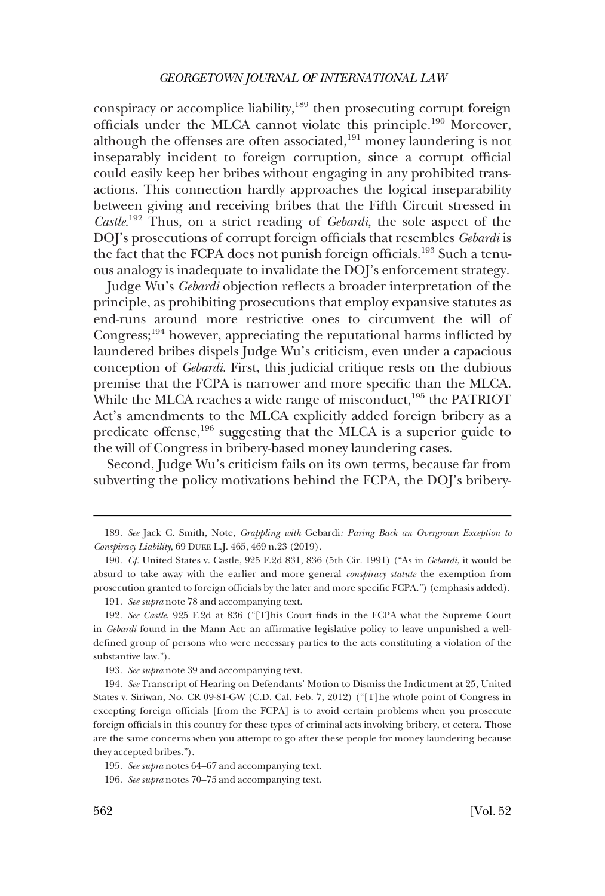conspiracy or accomplice liability,[189] then prosecuting corrupt foreign officials under the MLCA cannot violate this principle.[190] Moreover, although the offenses are often associated,[191] money laundering is not inseparably incident to foreign corruption, since a corrupt official could easily keep her bribes without engaging in any prohibited transactions. This connection hardly approaches the logical inseparability between giving and receiving bribes that the Fifth Circuit stressed in *Castle*.[192] Thus, on a strict reading of *Gebardi*, the sole aspect of the DOJ's prosecutions of corrupt foreign officials that resembles *Gebardi* is the fact that the FCPA does not punish foreign officials.[193] Such a tenuous analogy is inadequate to invalidate the DOJ's enforcement strategy.

Judge Wu's *Gebardi* objection reflects a broader interpretation of the principle, as prohibiting prosecutions that employ expansive statutes as end-runs around more restrictive ones to circumvent the will of Congress;[194] however, appreciating the reputational harms inflicted by laundered bribes dispels Judge Wu's criticism, even under a capacious conception of *Gebardi*. First, this judicial critique rests on the dubious premise that the FCPA is narrower and more specific than the MLCA. While the MLCA reaches a wide range of misconduct,[195] the PATRIOT Act's amendments to the MLCA explicitly added foreign bribery as a predicate offense,[196] suggesting that the MLCA is a superior guide to the will of Congress in bribery-based money laundering cases.

Second, Judge Wu's criticism fails on its own terms, because far from subverting the policy motivations behind the FCPA, the DOJ's bribery-

---

189. *See* Jack C. Smith, Note, *Grappling with* Gebardi*: Paring Back an Overgrown Exception to Conspiracy Liability*, 69 DUKE L.J. 465, 469 n.23 (2019).

190. *Cf.* United States v. Castle, 925 F.2d 831, 836 (5th Cir. 1991) ("As in *Gebardi*, it would be absurd to take away with the earlier and more general *conspiracy statute* the exemption from prosecution granted to foreign officials by the later and more specific FCPA.") (emphasis added).

191. *See supra* note 78 and accompanying text.

192. *See Castle*, 925 F.2d at 836 ("[T]his Court finds in the FCPA what the Supreme Court in *Gebardi* found in the Mann Act: an affirmative legislative policy to leave unpunished a well-defined group of persons who were necessary parties to the acts constituting a violation of the substantive law.").

193. *See supra* note 39 and accompanying text.

194. *See* Transcript of Hearing on Defendants' Motion to Dismiss the Indictment at 25, United States v. Siriwan, No. CR 09-81-GW (C.D. Cal. Feb. 7, 2012) ("[T]he whole point of Congress in excepting foreign officials [from the FCPA] is to avoid certain problems when you prosecute foreign officials in this country for these types of criminal acts involving bribery, et cetera. Those are the same concerns when you attempt to go after these people for money laundering because they accepted bribes.").

195. *See supra* notes 64–67 and accompanying text.

196. *See supra* notes 70–75 and accompanying text.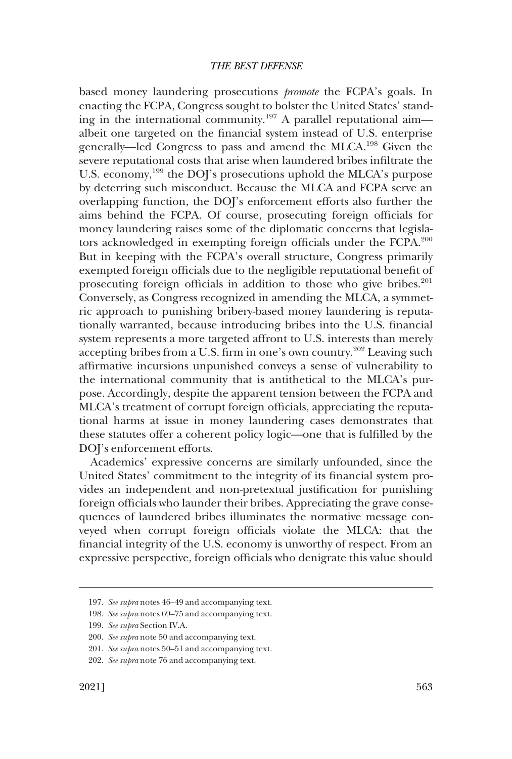based money laundering prosecutions *promote* the FCPA's goals. In enacting the FCPA, Congress sought to bolster the United States' standing in the international community.[197] A parallel reputational aim—albeit one targeted on the financial system instead of U.S. enterprise generally—led Congress to pass and amend the MLCA.[198] Given the severe reputational costs that arise when laundered bribes infiltrate the U.S. economy,[199] the DOJ's prosecutions uphold the MLCA's purpose by deterring such misconduct. Because the MLCA and FCPA serve an overlapping function, the DOJ's enforcement efforts also further the aims behind the FCPA. Of course, prosecuting foreign officials for money laundering raises some of the diplomatic concerns that legislators acknowledged in exempting foreign officials under the FCPA.[200] But in keeping with the FCPA's overall structure, Congress primarily exempted foreign officials due to the negligible reputational benefit of prosecuting foreign officials in addition to those who give bribes.[201] Conversely, as Congress recognized in amending the MLCA, a symmetric approach to punishing bribery-based money laundering is reputationally warranted, because introducing bribes into the U.S. financial system represents a more targeted affront to U.S. interests than merely accepting bribes from a U.S. firm in one's own country.[202] Leaving such affirmative incursions unpunished conveys a sense of vulnerability to the international community that is antithetical to the MLCA's purpose. Accordingly, despite the apparent tension between the FCPA and MLCA's treatment of corrupt foreign officials, appreciating the reputational harms at issue in money laundering cases demonstrates that these statutes offer a coherent policy logic—one that is fulfilled by the DOJ's enforcement efforts.

Academics' expressive concerns are similarly unfounded, since the United States' commitment to the integrity of its financial system provides an independent and non-pretextual justification for punishing foreign officials who launder their bribes. Appreciating the grave consequences of laundered bribes illuminates the normative message conveyed when corrupt foreign officials violate the MLCA: that the financial integrity of the U.S. economy is unworthy of respect. From an expressive perspective, foreign officials who denigrate this value should

197. *See supra* notes 46–49 and accompanying text.

198. *See supra* notes 69–75 and accompanying text.

199. *See supra* Section IV.A.

200. *See supra* note 50 and accompanying text.

201. *See supra* notes 50–51 and accompanying text.

202. *See supra* note 76 and accompanying text.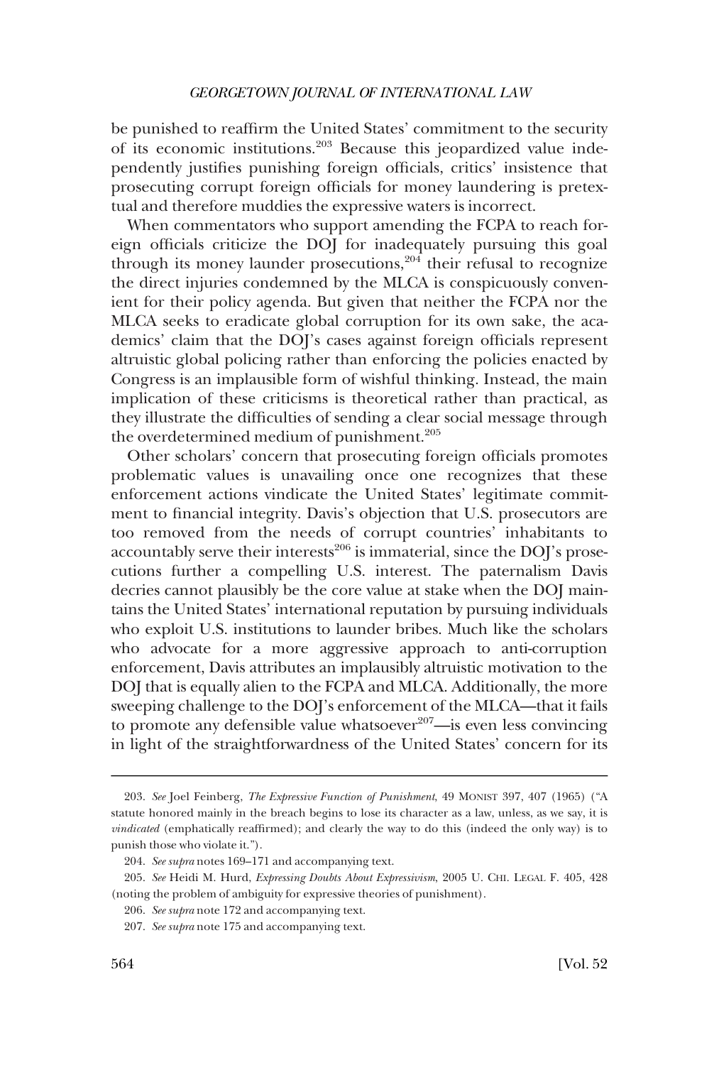be punished to reaffirm the United States' commitment to the security of its economic institutions.[203] Because this jeopardized value independently justifies punishing foreign officials, critics' insistence that prosecuting corrupt foreign officials for money laundering is pretextual and therefore muddies the expressive waters is incorrect.

When commentators who support amending the FCPA to reach foreign officials criticize the DOJ for inadequately pursuing this goal through its money launder prosecutions,[204] their refusal to recognize the direct injuries condemned by the MLCA is conspicuously convenient for their policy agenda. But given that neither the FCPA nor the MLCA seeks to eradicate global corruption for its own sake, the academics' claim that the DOJ's cases against foreign officials represent altruistic global policing rather than enforcing the policies enacted by Congress is an implausible form of wishful thinking. Instead, the main implication of these criticisms is theoretical rather than practical, as they illustrate the difficulties of sending a clear social message through the overdetermined medium of punishment.[205]

Other scholars' concern that prosecuting foreign officials promotes problematic values is unavailing once one recognizes that these enforcement actions vindicate the United States' legitimate commitment to financial integrity. Davis's objection that U.S. prosecutors are too removed from the needs of corrupt countries' inhabitants to accountably serve their interests[206] is immaterial, since the DOJ's prosecutions further a compelling U.S. interest. The paternalism Davis decries cannot plausibly be the core value at stake when the DOJ maintains the United States' international reputation by pursuing individuals who exploit U.S. institutions to launder bribes. Much like the scholars who advocate for a more aggressive approach to anti-corruption enforcement, Davis attributes an implausibly altruistic motivation to the DOJ that is equally alien to the FCPA and MLCA. Additionally, the more sweeping challenge to the DOJ's enforcement of the MLCA—that it fails to promote any defensible value whatsoever[207]—is even less convincing in light of the straightforwardness of the United States' concern for its

---

203. *See* Joel Feinberg, *The Expressive Function of Punishment*, 49 MONIST 397, 407 (1965) ("A statute honored mainly in the breach begins to lose its character as a law, unless, as we say, it is *vindicated* (emphatically reaffirmed); and clearly the way to do this (indeed the only way) is to punish those who violate it.").

204. *See supra* notes 169–171 and accompanying text.

205. *See* Heidi M. Hurd, *Expressing Doubts About Expressivism*, 2005 U. CHI. LEGAL F. 405, 428 (noting the problem of ambiguity for expressive theories of punishment).

206. *See supra* note 172 and accompanying text.

207. *See supra* note 175 and accompanying text.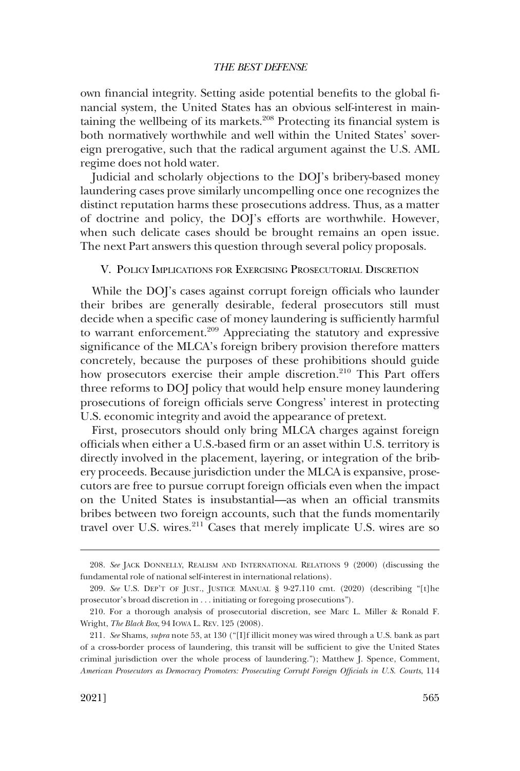own financial integrity. Setting aside potential benefits to the global financial system, the United States has an obvious self-interest in maintaining the wellbeing of its markets.[208] Protecting its financial system is both normatively worthwhile and well within the United States' sovereign prerogative, such that the radical argument against the U.S. AML regime does not hold water.

Judicial and scholarly objections to the DOJ's bribery-based money laundering cases prove similarly uncompelling once one recognizes the distinct reputation harms these prosecutions address. Thus, as a matter of doctrine and policy, the DOJ's efforts are worthwhile. However, when such delicate cases should be brought remains an open issue. The next Part answers this question through several policy proposals.

## V. Policy Implications for Exercising Prosecutorial Discretion

While the DOJ's cases against corrupt foreign officials who launder their bribes are generally desirable, federal prosecutors still must decide when a specific case of money laundering is sufficiently harmful to warrant enforcement.[209] Appreciating the statutory and expressive significance of the MLCA's foreign bribery provision therefore matters concretely, because the purposes of these prohibitions should guide how prosecutors exercise their ample discretion.[210] This Part offers three reforms to DOJ policy that would help ensure money laundering prosecutions of foreign officials serve Congress' interest in protecting U.S. economic integrity and avoid the appearance of pretext.

First, prosecutors should only bring MLCA charges against foreign officials when either a U.S.-based firm or an asset within U.S. territory is directly involved in the placement, layering, or integration of the bribery proceeds. Because jurisdiction under the MLCA is expansive, prosecutors are free to pursue corrupt foreign officials even when the impact on the United States is insubstantial—as when an official transmits bribes between two foreign accounts, such that the funds momentarily travel over U.S. wires.[211] Cases that merely implicate U.S. wires are so

---

208. *See* Jack Donnelly, Realism and International Relations 9 (2000) (discussing the fundamental role of national self-interest in international relations).

209. *See* U.S. Dep't of Just., Justice Manual § 9-27.110 cmt. (2020) (describing "[t]he prosecutor's broad discretion in . . . initiating or foregoing prosecutions").

210. For a thorough analysis of prosecutorial discretion, see Marc L. Miller & Ronald F. Wright, *The Black Box*, 94 Iowa L. Rev. 125 (2008).

211. *See* Shams, *supra* note 53, at 130 ("[I]f illicit money was wired through a U.S. bank as part of a cross-border process of laundering, this transit will be sufficient to give the United States criminal jurisdiction over the whole process of laundering."); Matthew J. Spence, Comment, *American Prosecutors as Democracy Promoters: Prosecuting Corrupt Foreign Officials in U.S. Courts*, 114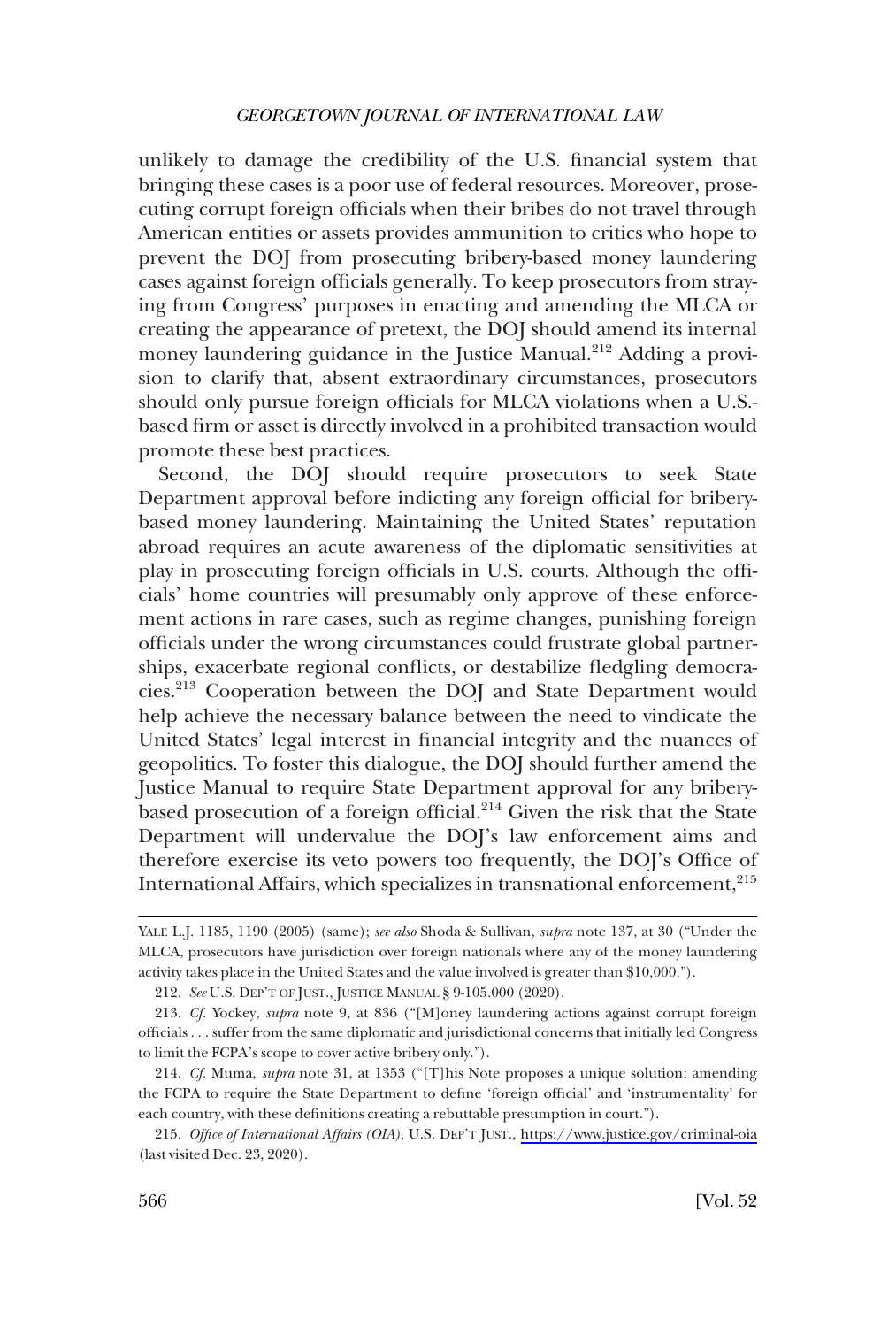unlikely to damage the credibility of the U.S. financial system that bringing these cases is a poor use of federal resources. Moreover, prosecuting corrupt foreign officials when their bribes do not travel through American entities or assets provides ammunition to critics who hope to prevent the DOJ from prosecuting bribery-based money laundering cases against foreign officials generally. To keep prosecutors from straying from Congress' purposes in enacting and amending the MLCA or creating the appearance of pretext, the DOJ should amend its internal money laundering guidance in the Justice Manual.[212] Adding a provision to clarify that, absent extraordinary circumstances, prosecutors should only pursue foreign officials for MLCA violations when a U.S.-based firm or asset is directly involved in a prohibited transaction would promote these best practices.

Second, the DOJ should require prosecutors to seek State Department approval before indicting any foreign official for bribery-based money laundering. Maintaining the United States' reputation abroad requires an acute awareness of the diplomatic sensitivities at play in prosecuting foreign officials in U.S. courts. Although the officials' home countries will presumably only approve of these enforcement actions in rare cases, such as regime changes, punishing foreign officials under the wrong circumstances could frustrate global partnerships, exacerbate regional conflicts, or destabilize fledgling democracies.[213] Cooperation between the DOJ and State Department would help achieve the necessary balance between the need to vindicate the United States' legal interest in financial integrity and the nuances of geopolitics. To foster this dialogue, the DOJ should further amend the Justice Manual to require State Department approval for any bribery-based prosecution of a foreign official.[214] Given the risk that the State Department will undervalue the DOJ's law enforcement aims and therefore exercise its veto powers too frequently, the DOJ's Office of International Affairs, which specializes in transnational enforcement,[215]

---

YALE L.J. 1185, 1190 (2005) (same); *see also* Shoda & Sullivan, *supra* note 137, at 30 ("Under the MLCA, prosecutors have jurisdiction over foreign nationals where any of the money laundering activity takes place in the United States and the value involved is greater than $10,000.").

212. *See* U.S. DEP'T OF JUST., JUSTICE MANUAL § 9-105.000 (2020).

213. *Cf.* Yockey, *supra* note 9, at 836 ("[M]oney laundering actions against corrupt foreign officials . . . suffer from the same diplomatic and jurisdictional concerns that initially led Congress to limit the FCPA's scope to cover active bribery only.").

214. *Cf.* Muma, *supra* note 31, at 1353 ("[T]his Note proposes a unique solution: amending the FCPA to require the State Department to define 'foreign official' and 'instrumentality' for each country, with these definitions creating a rebuttable presumption in court.").

215. *Office of International Affairs (OIA)*, U.S. DEP'T JUST., https://www.justice.gov/criminal-oia (last visited Dec. 23, 2020).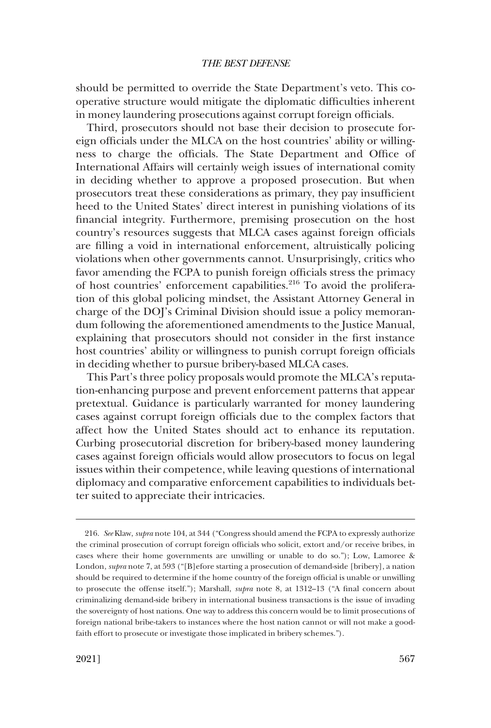should be permitted to override the State Department's veto. This cooperative structure would mitigate the diplomatic difficulties inherent in money laundering prosecutions against corrupt foreign officials.

Third, prosecutors should not base their decision to prosecute foreign officials under the MLCA on the host countries' ability or willingness to charge the officials. The State Department and Office of International Affairs will certainly weigh issues of international comity in deciding whether to approve a proposed prosecution. But when prosecutors treat these considerations as primary, they pay insufficient heed to the United States' direct interest in punishing violations of its financial integrity. Furthermore, premising prosecution on the host country's resources suggests that MLCA cases against foreign officials are filling a void in international enforcement, altruistically policing violations when other governments cannot. Unsurprisingly, critics who favor amending the FCPA to punish foreign officials stress the primacy of host countries' enforcement capabilities.[216] To avoid the proliferation of this global policing mindset, the Assistant Attorney General in charge of the DOJ's Criminal Division should issue a policy memorandum following the aforementioned amendments to the Justice Manual, explaining that prosecutors should not consider in the first instance host countries' ability or willingness to punish corrupt foreign officials in deciding whether to pursue bribery-based MLCA cases.

This Part's three policy proposals would promote the MLCA's reputation-enhancing purpose and prevent enforcement patterns that appear pretextual. Guidance is particularly warranted for money laundering cases against corrupt foreign officials due to the complex factors that affect how the United States should act to enhance its reputation. Curbing prosecutorial discretion for bribery-based money laundering cases against foreign officials would allow prosecutors to focus on legal issues within their competence, while leaving questions of international diplomacy and comparative enforcement capabilities to individuals better suited to appreciate their intricacies.

---

216. *See* Klaw, *supra* note 104, at 344 ("Congress should amend the FCPA to expressly authorize the criminal prosecution of corrupt foreign officials who solicit, extort and/or receive bribes, in cases where their home governments are unwilling or unable to do so."); Low, Lamoree & London, *supra* note 7, at 593 ("[B]efore starting a prosecution of demand-side [bribery], a nation should be required to determine if the home country of the foreign official is unable or unwilling to prosecute the offense itself."); Marshall, *supra* note 8, at 1312–13 ("A final concern about criminalizing demand-side bribery in international business transactions is the issue of invading the sovereignty of host nations. One way to address this concern would be to limit prosecutions of foreign national bribe-takers to instances where the host nation cannot or will not make a good-faith effort to prosecute or investigate those implicated in bribery schemes.").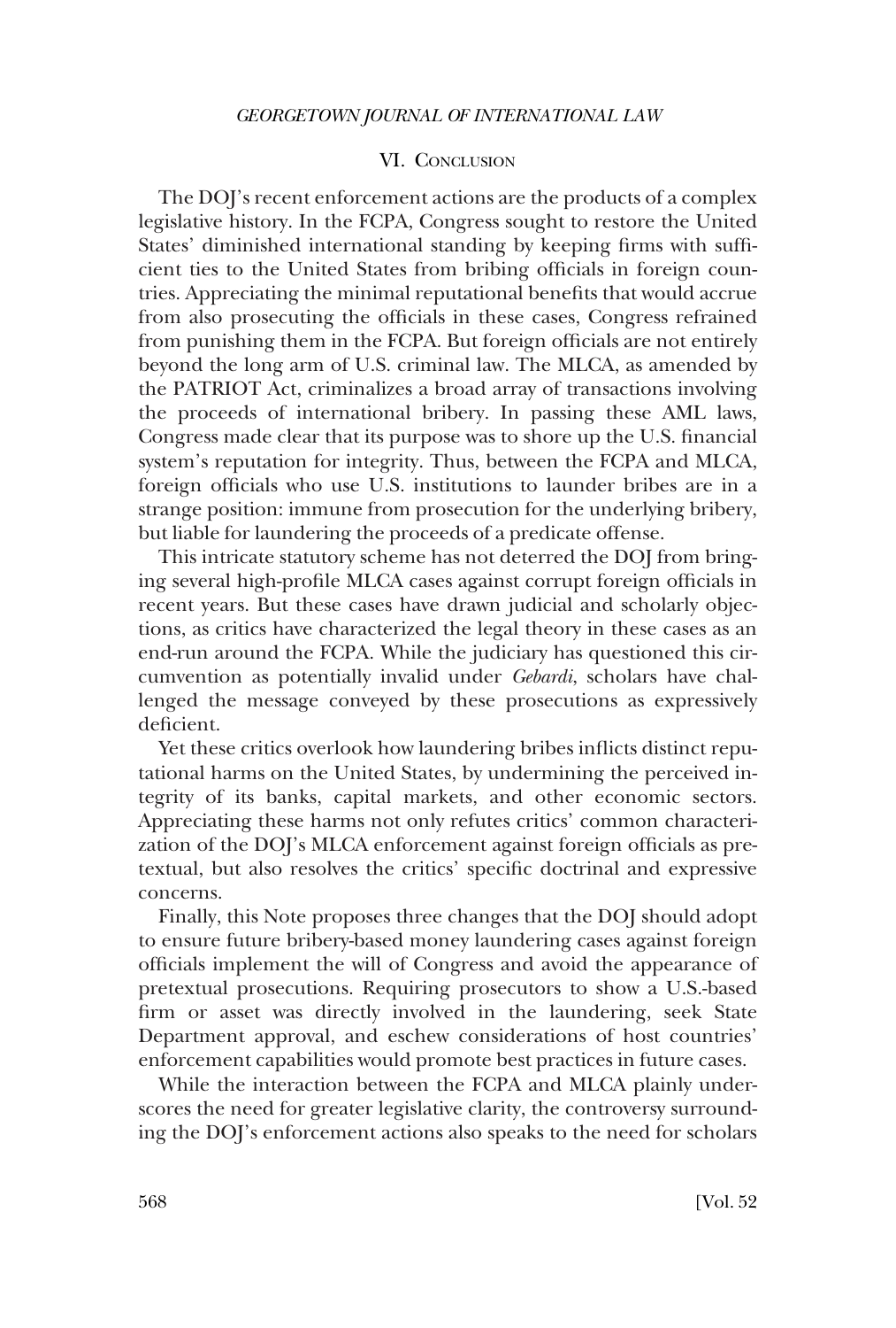## VI. Conclusion

The DOJ's recent enforcement actions are the products of a complex legislative history. In the FCPA, Congress sought to restore the United States' diminished international standing by keeping firms with sufficient ties to the United States from bribing officials in foreign countries. Appreciating the minimal reputational benefits that would accrue from also prosecuting the officials in these cases, Congress refrained from punishing them in the FCPA. But foreign officials are not entirely beyond the long arm of U.S. criminal law. The MLCA, as amended by the PATRIOT Act, criminalizes a broad array of transactions involving the proceeds of international bribery. In passing these AML laws, Congress made clear that its purpose was to shore up the U.S. financial system's reputation for integrity. Thus, between the FCPA and MLCA, foreign officials who use U.S. institutions to launder bribes are in a strange position: immune from prosecution for the underlying bribery, but liable for laundering the proceeds of a predicate offense.

This intricate statutory scheme has not deterred the DOJ from bringing several high-profile MLCA cases against corrupt foreign officials in recent years. But these cases have drawn judicial and scholarly objections, as critics have characterized the legal theory in these cases as an end-run around the FCPA. While the judiciary has questioned this circumvention as potentially invalid under *Gebardi*, scholars have challenged the message conveyed by these prosecutions as expressively deficient.

Yet these critics overlook how laundering bribes inflicts distinct reputational harms on the United States, by undermining the perceived integrity of its banks, capital markets, and other economic sectors. Appreciating these harms not only refutes critics' common characterization of the DOJ's MLCA enforcement against foreign officials as pretextual, but also resolves the critics' specific doctrinal and expressive concerns.

Finally, this Note proposes three changes that the DOJ should adopt to ensure future bribery-based money laundering cases against foreign officials implement the will of Congress and avoid the appearance of pretextual prosecutions. Requiring prosecutors to show a U.S.-based firm or asset was directly involved in the laundering, seek State Department approval, and eschew considerations of host countries' enforcement capabilities would promote best practices in future cases.

While the interaction between the FCPA and MLCA plainly underscores the need for greater legislative clarity, the controversy surrounding the DOJ's enforcement actions also speaks to the need for scholars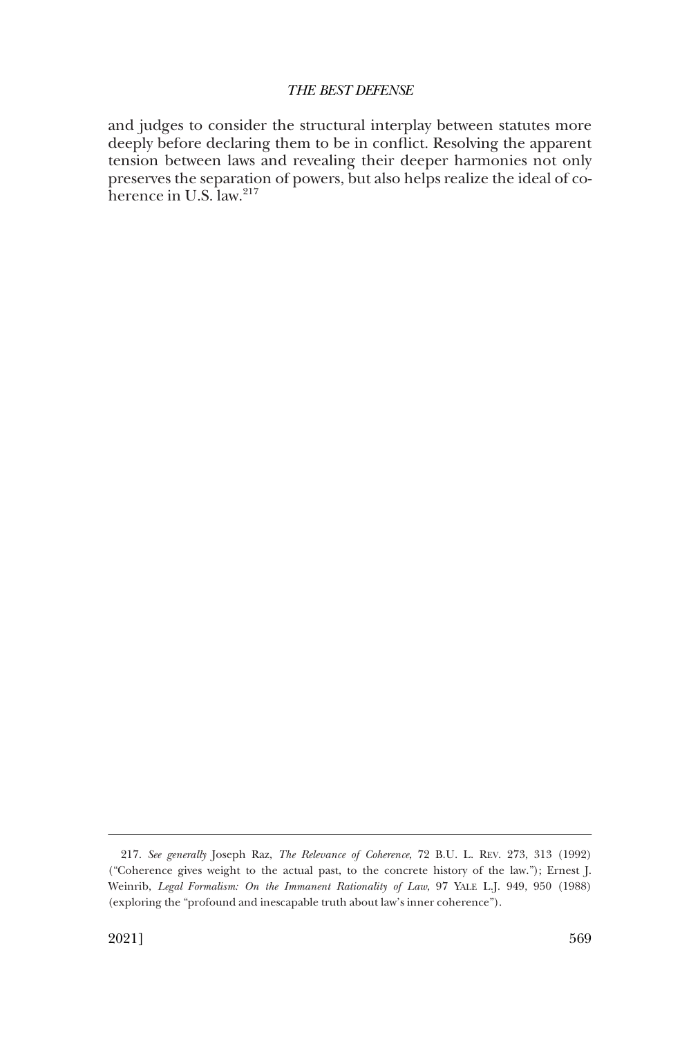and judges to consider the structural interplay between statutes more deeply before declaring them to be in conflict. Resolving the apparent tension between laws and revealing their deeper harmonies not only preserves the separation of powers, but also helps realize the ideal of coherence in U.S. law.[217]

---

217. *See generally* Joseph Raz, *The Relevance of Coherence*, 72 B.U. L. REV. 273, 313 (1992) ("Coherence gives weight to the actual past, to the concrete history of the law."); Ernest J. Weinrib, *Legal Formalism: On the Immanent Rationality of Law*, 97 YALE L.J. 949, 950 (1988) (exploring the "profound and inescapable truth about law's inner coherence").